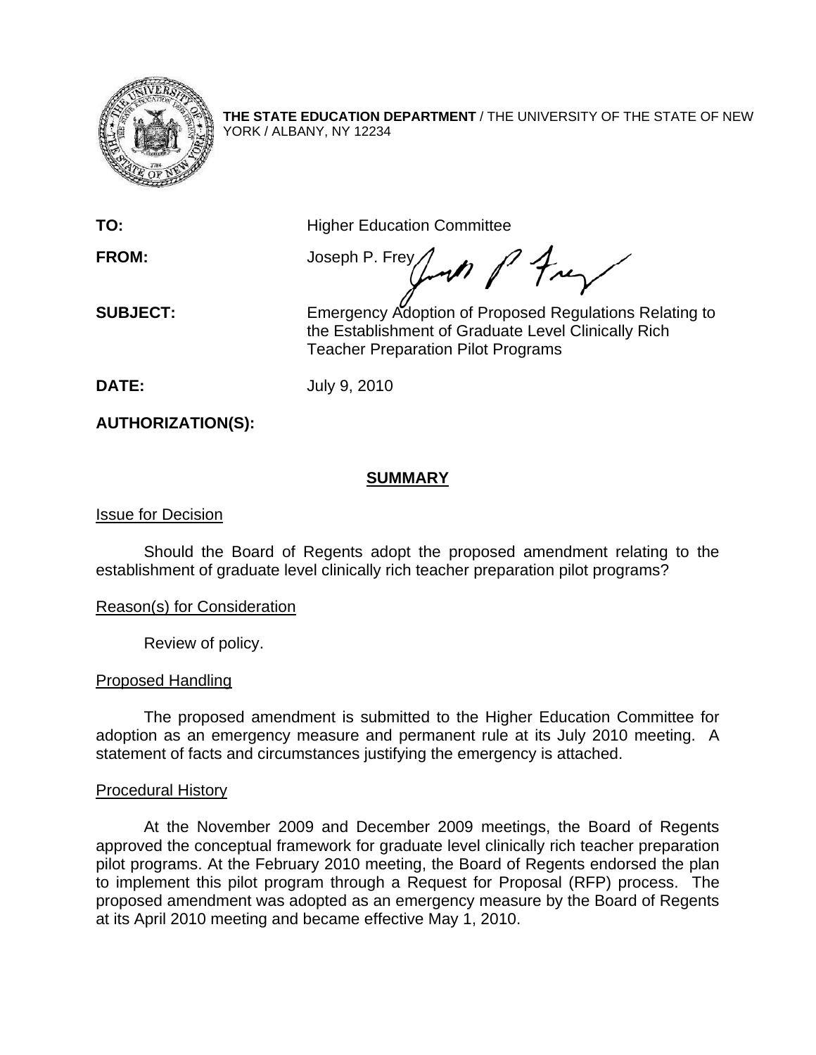**THE STATE EDUCATION DEPARTMENT** / THE UNIVERSITY OF THE STATE OF NEW YORK / ALBANY, NY 12234

**TO:** Higher Education Committee

**FROM:** Joseph P. Frey

**SUBJECT:** Emergency Adoption of Proposed Regulations Relating to the Establishment of Graduate Level Clinically Rich Teacher Preparation Pilot Programs

**DATE:** July 9, 2010

**AUTHORIZATION(S):**

## SUMMARY

Issue for Decision

Should the Board of Regents adopt the proposed amendment relating to the establishment of graduate level clinically rich teacher preparation pilot programs?

Reason(s) for Consideration

Review of policy.

Proposed Handling

The proposed amendment is submitted to the Higher Education Committee for adoption as an emergency measure and permanent rule at its July 2010 meeting. A statement of facts and circumstances justifying the emergency is attached.

Procedural History

At the November 2009 and December 2009 meetings, the Board of Regents approved the conceptual framework for graduate level clinically rich teacher preparation pilot programs. At the February 2010 meeting, the Board of Regents endorsed the plan to implement this pilot program through a Request for Proposal (RFP) process. The proposed amendment was adopted as an emergency measure by the Board of Regents at its April 2010 meeting and became effective May 1, 2010.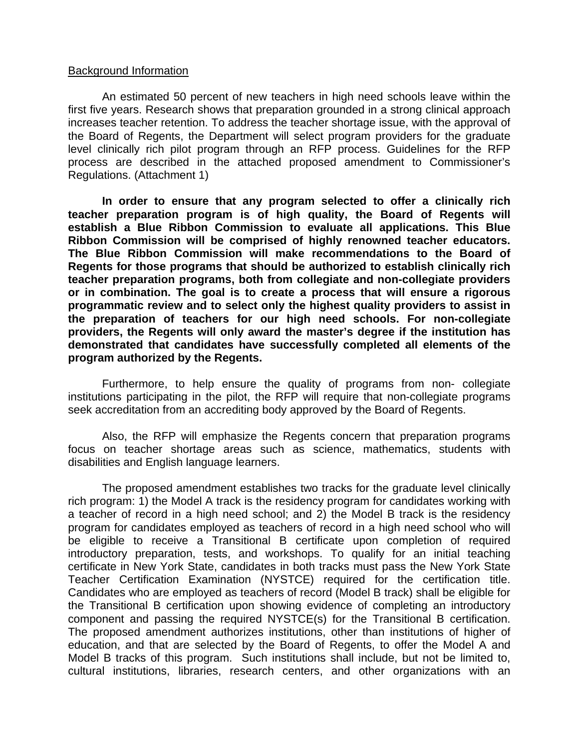<u>Background Information</u>

An estimated 50 percent of new teachers in high need schools leave within the first five years. Research shows that preparation grounded in a strong clinical approach increases teacher retention. To address the teacher shortage issue, with the approval of the Board of Regents, the Department will select program providers for the graduate level clinically rich pilot program through an RFP process. Guidelines for the RFP process are described in the attached proposed amendment to Commissioner's Regulations. (Attachment 1)

**In order to ensure that any program selected to offer a clinically rich teacher preparation program is of high quality, the Board of Regents will establish a Blue Ribbon Commission to evaluate all applications. This Blue Ribbon Commission will be comprised of highly renowned teacher educators. The Blue Ribbon Commission will make recommendations to the Board of Regents for those programs that should be authorized to establish clinically rich teacher preparation programs, both from collegiate and non-collegiate providers or in combination. The goal is to create a process that will ensure a rigorous programmatic review and to select only the highest quality providers to assist in the preparation of teachers for our high need schools. For non-collegiate providers, the Regents will only award the master's degree if the institution has demonstrated that candidates have successfully completed all elements of the program authorized by the Regents.**

Furthermore, to help ensure the quality of programs from non- collegiate institutions participating in the pilot, the RFP will require that non-collegiate programs seek accreditation from an accrediting body approved by the Board of Regents.

Also, the RFP will emphasize the Regents concern that preparation programs focus on teacher shortage areas such as science, mathematics, students with disabilities and English language learners.

The proposed amendment establishes two tracks for the graduate level clinically rich program: 1) the Model A track is the residency program for candidates working with a teacher of record in a high need school; and 2) the Model B track is the residency program for candidates employed as teachers of record in a high need school who will be eligible to receive a Transitional B certificate upon completion of required introductory preparation, tests, and workshops. To qualify for an initial teaching certificate in New York State, candidates in both tracks must pass the New York State Teacher Certification Examination (NYSTCE) required for the certification title. Candidates who are employed as teachers of record (Model B track) shall be eligible for the Transitional B certification upon showing evidence of completing an introductory component and passing the required NYSTCE(s) for the Transitional B certification. The proposed amendment authorizes institutions, other than institutions of higher of education, and that are selected by the Board of Regents, to offer the Model A and Model B tracks of this program. Such institutions shall include, but not be limited to, cultural institutions, libraries, research centers, and other organizations with an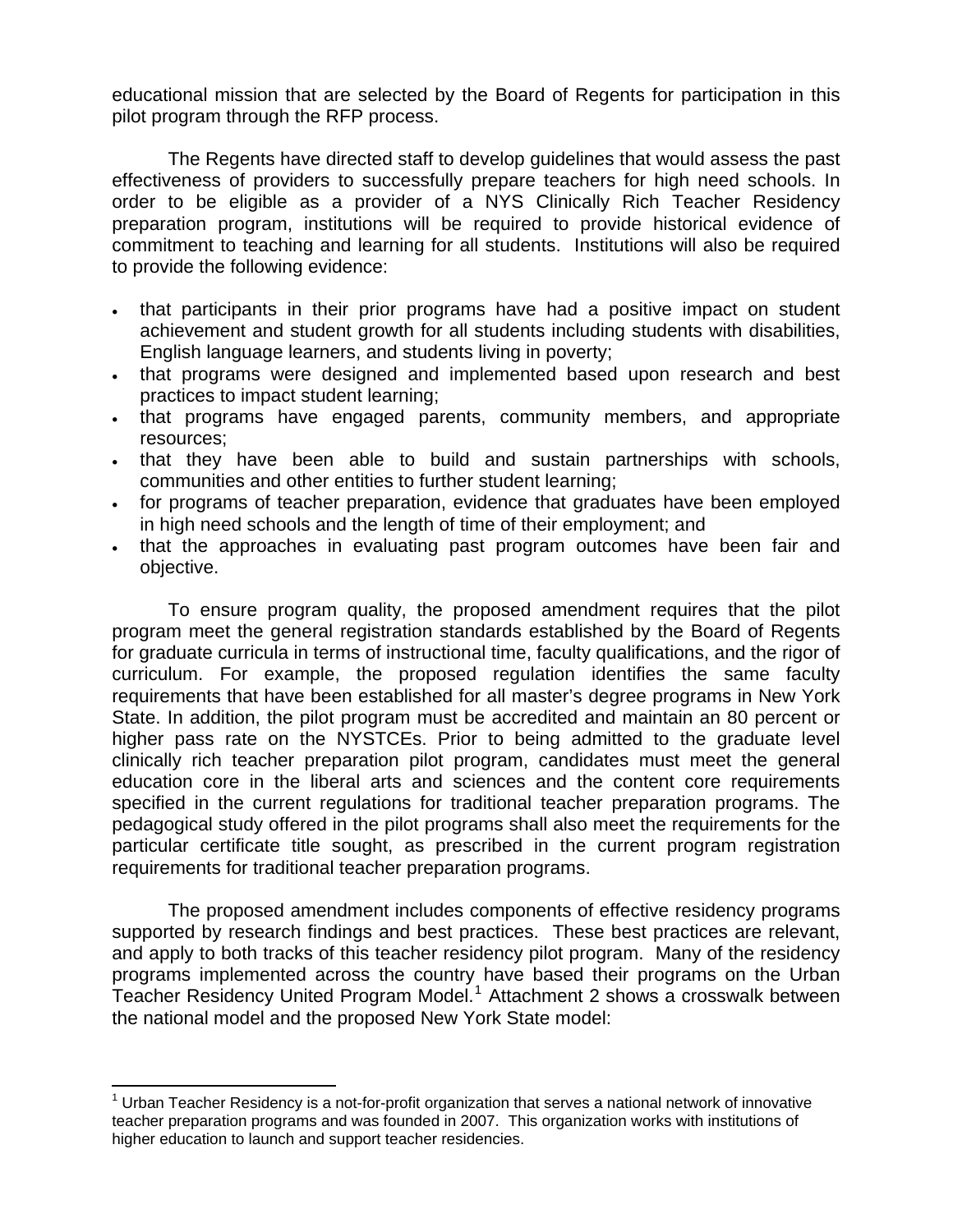educational mission that are selected by the Board of Regents for participation in this pilot program through the RFP process.

The Regents have directed staff to develop guidelines that would assess the past effectiveness of providers to successfully prepare teachers for high need schools. In order to be eligible as a provider of a NYS Clinically Rich Teacher Residency preparation program, institutions will be required to provide historical evidence of commitment to teaching and learning for all students. Institutions will also be required to provide the following evidence:

- that participants in their prior programs have had a positive impact on student achievement and student growth for all students including students with disabilities, English language learners, and students living in poverty;
- that programs were designed and implemented based upon research and best practices to impact student learning;
- that programs have engaged parents, community members, and appropriate resources;
- that they have been able to build and sustain partnerships with schools, communities and other entities to further student learning;
- for programs of teacher preparation, evidence that graduates have been employed in high need schools and the length of time of their employment; and
- that the approaches in evaluating past program outcomes have been fair and objective.

To ensure program quality, the proposed amendment requires that the pilot program meet the general registration standards established by the Board of Regents for graduate curricula in terms of instructional time, faculty qualifications, and the rigor of curriculum. For example, the proposed regulation identifies the same faculty requirements that have been established for all master's degree programs in New York State. In addition, the pilot program must be accredited and maintain an 80 percent or higher pass rate on the NYSTCEs. Prior to being admitted to the graduate level clinically rich teacher preparation pilot program, candidates must meet the general education core in the liberal arts and sciences and the content core requirements specified in the current regulations for traditional teacher preparation programs. The pedagogical study offered in the pilot programs shall also meet the requirements for the particular certificate title sought, as prescribed in the current program registration requirements for traditional teacher preparation programs.

The proposed amendment includes components of effective residency programs supported by research findings and best practices. These best practices are relevant, and apply to both tracks of this teacher residency pilot program. Many of the residency programs implemented across the country have based their programs on the Urban Teacher Residency United Program Model.[1] Attachment 2 shows a crosswalk between the national model and the proposed New York State model:

---

[1] Urban Teacher Residency is a not-for-profit organization that serves a national network of innovative teacher preparation programs and was founded in 2007. This organization works with institutions of higher education to launch and support teacher residencies.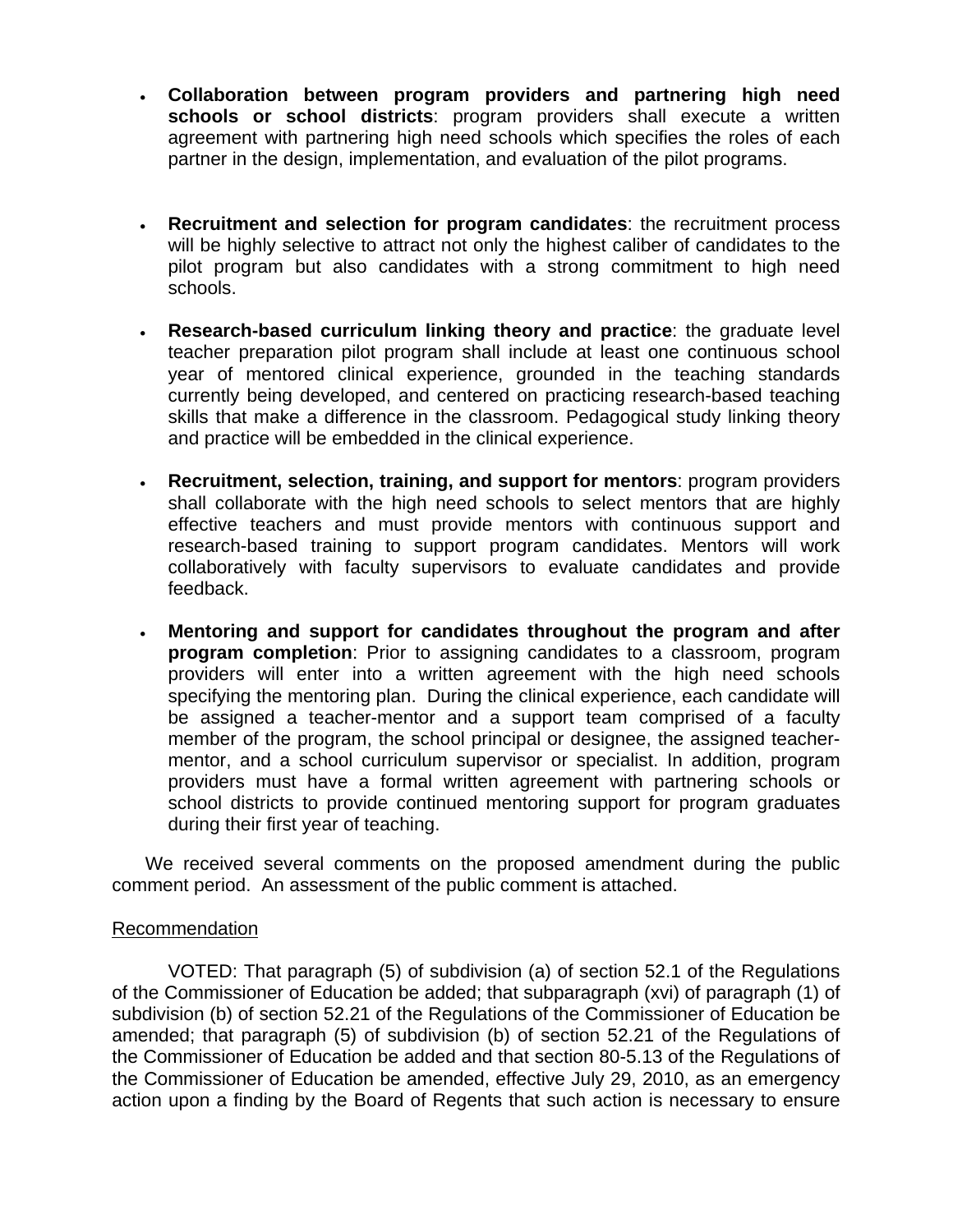- **Collaboration between program providers and partnering high need schools or school districts**: program providers shall execute a written agreement with partnering high need schools which specifies the roles of each partner in the design, implementation, and evaluation of the pilot programs.

- **Recruitment and selection for program candidates**: the recruitment process will be highly selective to attract not only the highest caliber of candidates to the pilot program but also candidates with a strong commitment to high need schools.

- **Research-based curriculum linking theory and practice**: the graduate level teacher preparation pilot program shall include at least one continuous school year of mentored clinical experience, grounded in the teaching standards currently being developed, and centered on practicing research-based teaching skills that make a difference in the classroom. Pedagogical study linking theory and practice will be embedded in the clinical experience.

- **Recruitment, selection, training, and support for mentors**: program providers shall collaborate with the high need schools to select mentors that are highly effective teachers and must provide mentors with continuous support and research-based training to support program candidates. Mentors will work collaboratively with faculty supervisors to evaluate candidates and provide feedback.

- **Mentoring and support for candidates throughout the program and after program completion**: Prior to assigning candidates to a classroom, program providers will enter into a written agreement with the high need schools specifying the mentoring plan. During the clinical experience, each candidate will be assigned a teacher-mentor and a support team comprised of a faculty member of the program, the school principal or designee, the assigned teacher-mentor, and a school curriculum supervisor or specialist. In addition, program providers must have a formal written agreement with partnering schools or school districts to provide continued mentoring support for program graduates during their first year of teaching.

We received several comments on the proposed amendment during the public comment period. An assessment of the public comment is attached.

Recommendation

VOTED: That paragraph (5) of subdivision (a) of section 52.1 of the Regulations of the Commissioner of Education be added; that subparagraph (xvi) of paragraph (1) of subdivision (b) of section 52.21 of the Regulations of the Commissioner of Education be amended; that paragraph (5) of subdivision (b) of section 52.21 of the Regulations of the Commissioner of Education be added and that section 80-5.13 of the Regulations of the Commissioner of Education be amended, effective July 29, 2010, as an emergency action upon a finding by the Board of Regents that such action is necessary to ensure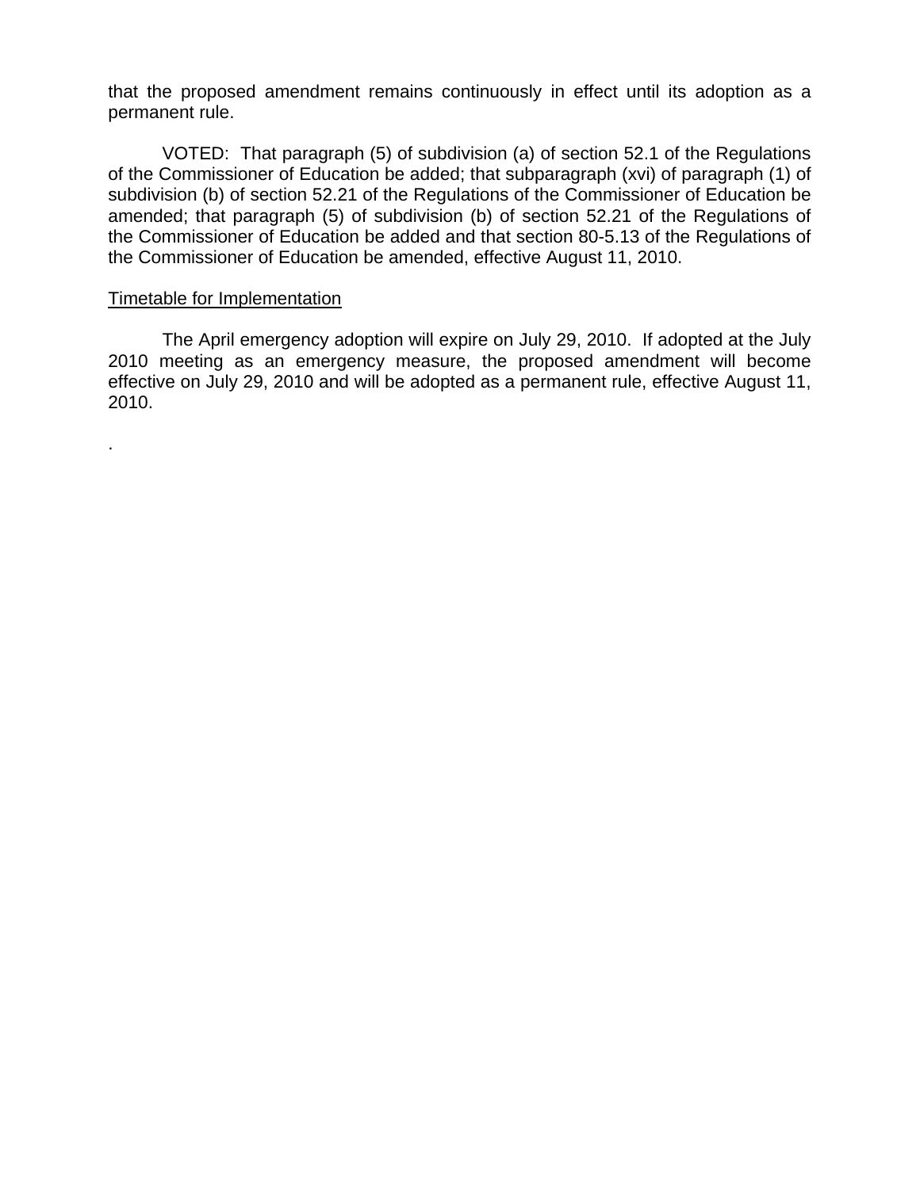that the proposed amendment remains continuously in effect until its adoption as a permanent rule.

VOTED: That paragraph (5) of subdivision (a) of section 52.1 of the Regulations of the Commissioner of Education be added; that subparagraph (xvi) of paragraph (1) of subdivision (b) of section 52.21 of the Regulations of the Commissioner of Education be amended; that paragraph (5) of subdivision (b) of section 52.21 of the Regulations of the Commissioner of Education be added and that section 80-5.13 of the Regulations of the Commissioner of Education be amended, effective August 11, 2010.

Timetable for Implementation

The April emergency adoption will expire on July 29, 2010. If adopted at the July 2010 meeting as an emergency measure, the proposed amendment will become effective on July 29, 2010 and will be adopted as a permanent rule, effective August 11, 2010.

.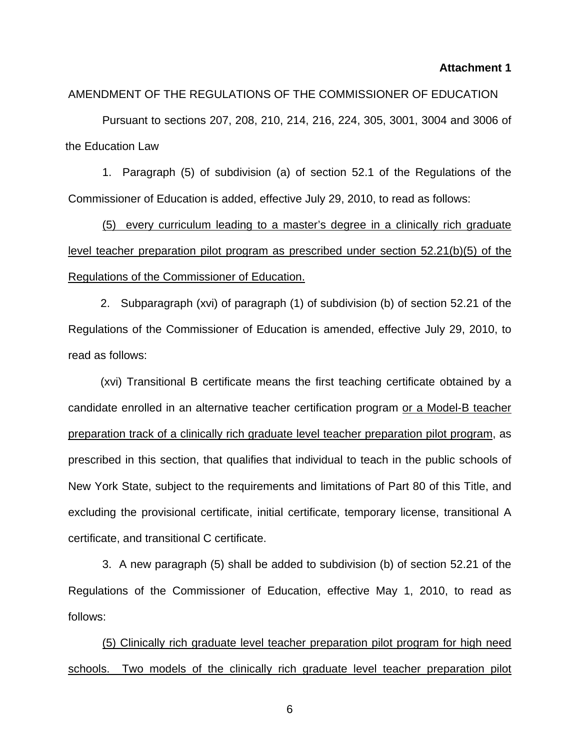**Attachment 1**

AMENDMENT OF THE REGULATIONS OF THE COMMISSIONER OF EDUCATION

Pursuant to sections 207, 208, 210, 214, 216, 224, 305, 3001, 3004 and 3006 of the Education Law

1. Paragraph (5) of subdivision (a) of section 52.1 of the Regulations of the Commissioner of Education is added, effective July 29, 2010, to read as follows:

<u>(5) every curriculum leading to a master's degree in a clinically rich graduate level teacher preparation pilot program as prescribed under section 52.21(b)(5) of the Regulations of the Commissioner of Education.</u>

2. Subparagraph (xvi) of paragraph (1) of subdivision (b) of section 52.21 of the Regulations of the Commissioner of Education is amended, effective July 29, 2010, to read as follows:

(xvi) Transitional B certificate means the first teaching certificate obtained by a candidate enrolled in an alternative teacher certification program <u>or a Model-B teacher preparation track of a clinically rich graduate level teacher preparation pilot program</u>, as prescribed in this section, that qualifies that individual to teach in the public schools of New York State, subject to the requirements and limitations of Part 80 of this Title, and excluding the provisional certificate, initial certificate, temporary license, transitional A certificate, and transitional C certificate.

3. A new paragraph (5) shall be added to subdivision (b) of section 52.21 of the Regulations of the Commissioner of Education, effective May 1, 2010, to read as follows:

<u>(5) Clinically rich graduate level teacher preparation pilot program for high need schools. Two models of the clinically rich graduate level teacher preparation pilot</u>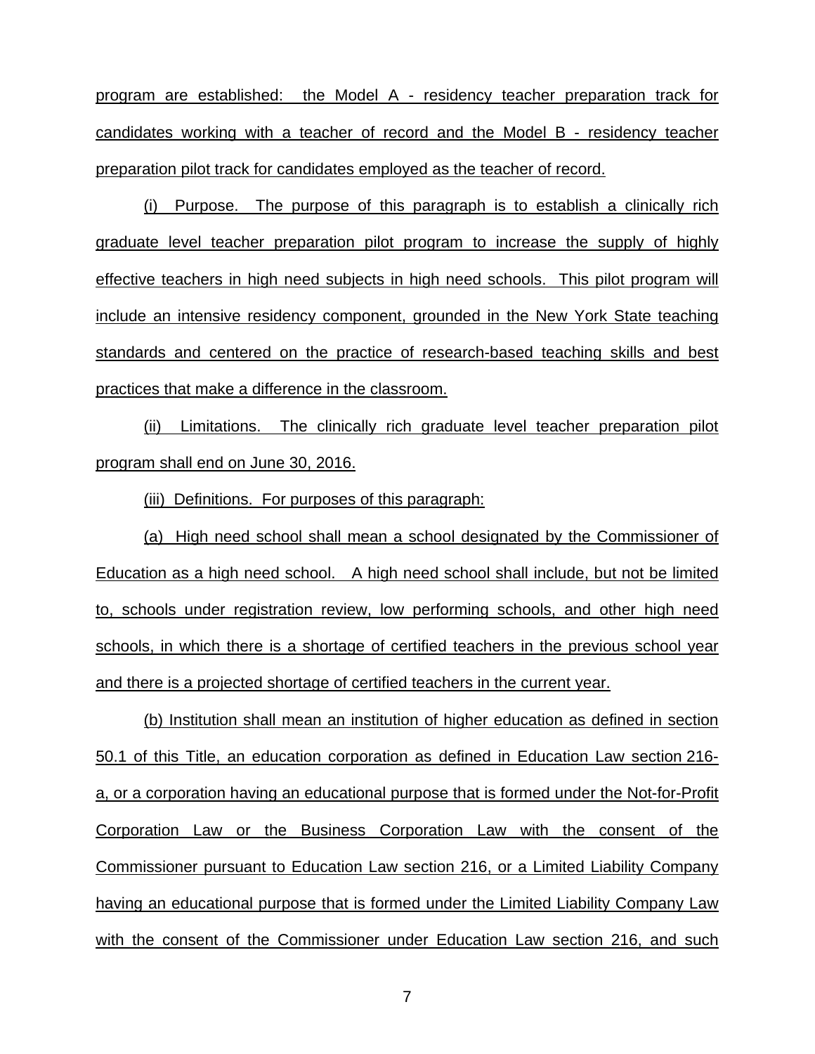program are established: the Model A - residency teacher preparation track for candidates working with a teacher of record and the Model B - residency teacher preparation pilot track for candidates employed as the teacher of record.

(i) Purpose. The purpose of this paragraph is to establish a clinically rich graduate level teacher preparation pilot program to increase the supply of highly effective teachers in high need subjects in high need schools. This pilot program will include an intensive residency component, grounded in the New York State teaching standards and centered on the practice of research-based teaching skills and best practices that make a difference in the classroom.

(ii) Limitations. The clinically rich graduate level teacher preparation pilot program shall end on June 30, 2016.

(iii) Definitions. For purposes of this paragraph:

(a) High need school shall mean a school designated by the Commissioner of Education as a high need school. A high need school shall include, but not be limited to, schools under registration review, low performing schools, and other high need schools, in which there is a shortage of certified teachers in the previous school year and there is a projected shortage of certified teachers in the current year.

(b) Institution shall mean an institution of higher education as defined in section 50.1 of this Title, an education corporation as defined in Education Law section 216-a, or a corporation having an educational purpose that is formed under the Not-for-Profit Corporation Law or the Business Corporation Law with the consent of the Commissioner pursuant to Education Law section 216, or a Limited Liability Company having an educational purpose that is formed under the Limited Liability Company Law with the consent of the Commissioner under Education Law section 216, and such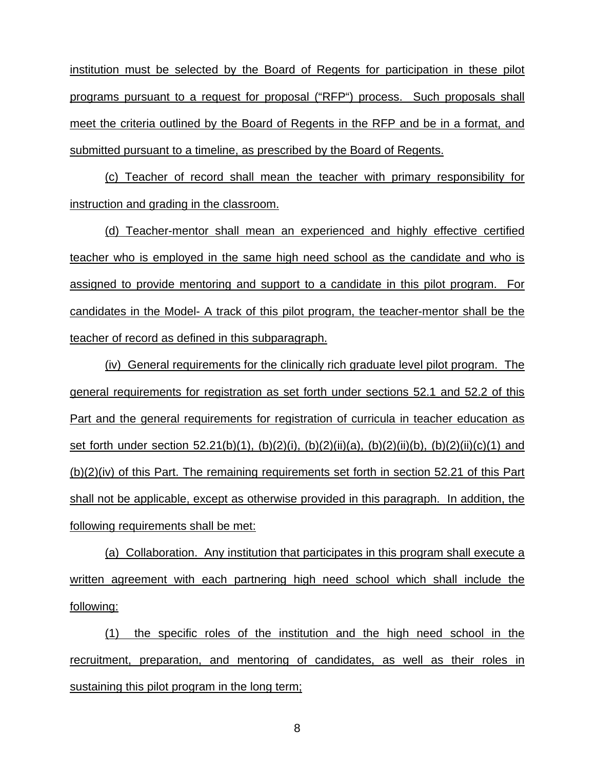institution must be selected by the Board of Regents for participation in these pilot programs pursuant to a request for proposal (“RFP“) process. Such proposals shall meet the criteria outlined by the Board of Regents in the RFP and be in a format, and submitted pursuant to a timeline, as prescribed by the Board of Regents.

(c) Teacher of record shall mean the teacher with primary responsibility for instruction and grading in the classroom.

(d) Teacher-mentor shall mean an experienced and highly effective certified teacher who is employed in the same high need school as the candidate and who is assigned to provide mentoring and support to a candidate in this pilot program. For candidates in the Model- A track of this pilot program, the teacher-mentor shall be the teacher of record as defined in this subparagraph.

(iv) General requirements for the clinically rich graduate level pilot program. The general requirements for registration as set forth under sections 52.1 and 52.2 of this Part and the general requirements for registration of curricula in teacher education as set forth under section 52.21(b)(1), (b)(2)(i), (b)(2)(ii)(a), (b)(2)(ii)(b), (b)(2)(ii)(c)(1) and (b)(2)(iv) of this Part. The remaining requirements set forth in section 52.21 of this Part shall not be applicable, except as otherwise provided in this paragraph. In addition, the following requirements shall be met:

(a) Collaboration. Any institution that participates in this program shall execute a written agreement with each partnering high need school which shall include the following:

(1) the specific roles of the institution and the high need school in the recruitment, preparation, and mentoring of candidates, as well as their roles in sustaining this pilot program in the long term;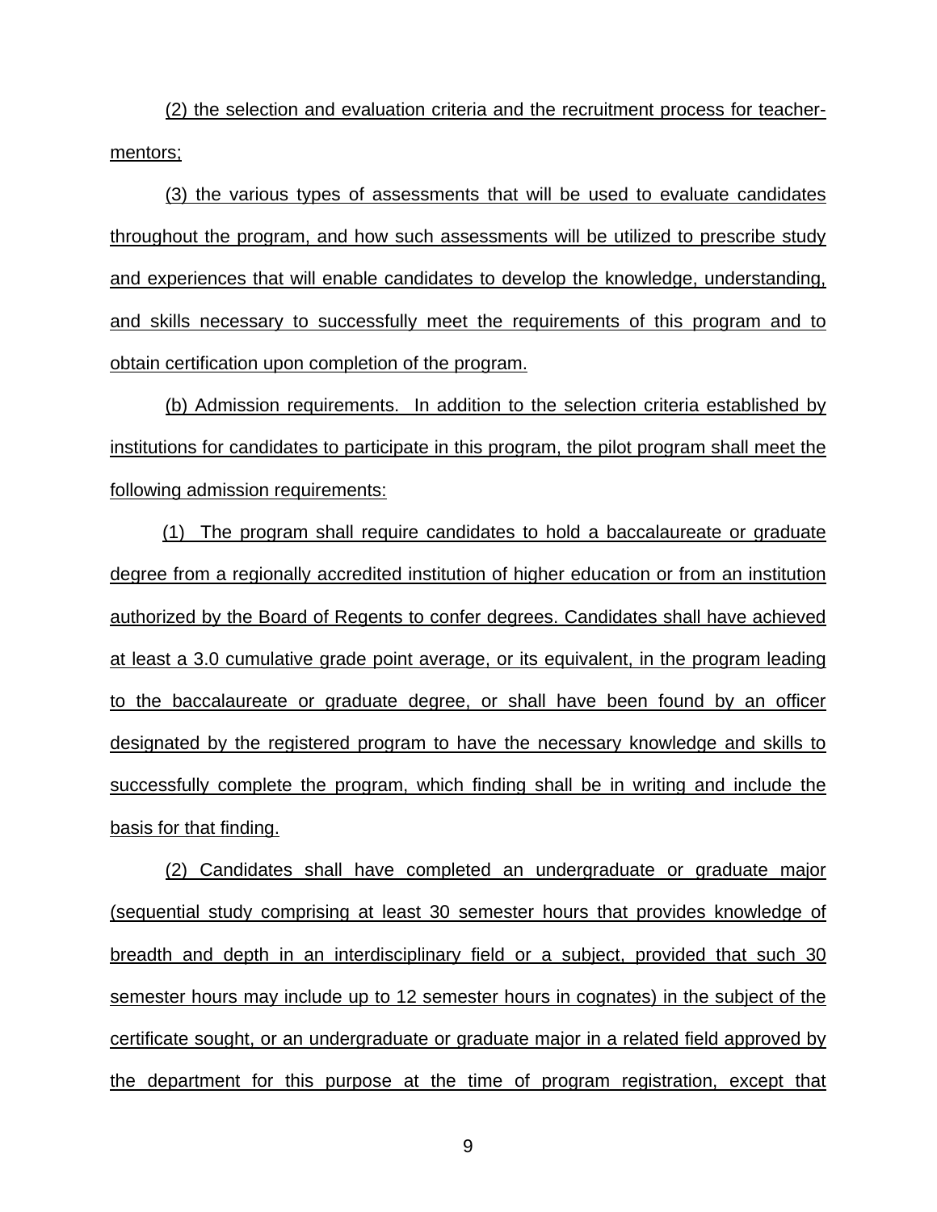(2) the selection and evaluation criteria and the recruitment process for teacher-mentors;

(3) the various types of assessments that will be used to evaluate candidates throughout the program, and how such assessments will be utilized to prescribe study and experiences that will enable candidates to develop the knowledge, understanding, and skills necessary to successfully meet the requirements of this program and to obtain certification upon completion of the program.

(b) Admission requirements. In addition to the selection criteria established by institutions for candidates to participate in this program, the pilot program shall meet the following admission requirements:

(1) The program shall require candidates to hold a baccalaureate or graduate degree from a regionally accredited institution of higher education or from an institution authorized by the Board of Regents to confer degrees. Candidates shall have achieved at least a 3.0 cumulative grade point average, or its equivalent, in the program leading to the baccalaureate or graduate degree, or shall have been found by an officer designated by the registered program to have the necessary knowledge and skills to successfully complete the program, which finding shall be in writing and include the basis for that finding.

(2) Candidates shall have completed an undergraduate or graduate major (sequential study comprising at least 30 semester hours that provides knowledge of breadth and depth in an interdisciplinary field or a subject, provided that such 30 semester hours may include up to 12 semester hours in cognates) in the subject of the certificate sought, or an undergraduate or graduate major in a related field approved by the department for this purpose at the time of program registration, except that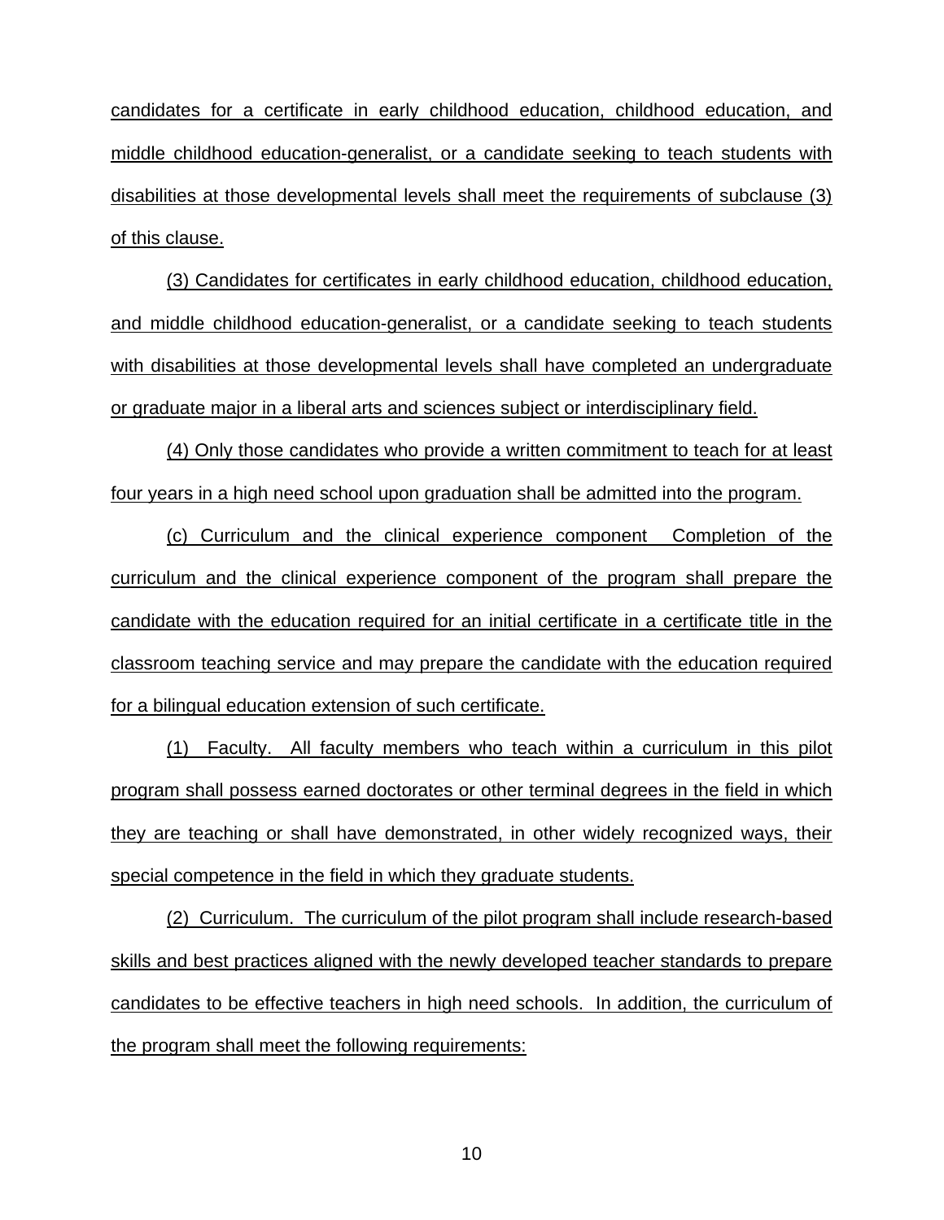candidates for a certificate in early childhood education, childhood education, and middle childhood education-generalist, or a candidate seeking to teach students with disabilities at those developmental levels shall meet the requirements of subclause (3) of this clause.

(3) Candidates for certificates in early childhood education, childhood education, and middle childhood education-generalist, or a candidate seeking to teach students with disabilities at those developmental levels shall have completed an undergraduate or graduate major in a liberal arts and sciences subject or interdisciplinary field.

(4) Only those candidates who provide a written commitment to teach for at least four years in a high need school upon graduation shall be admitted into the program.

(c) Curriculum and the clinical experience component Completion of the curriculum and the clinical experience component of the program shall prepare the candidate with the education required for an initial certificate in a certificate title in the classroom teaching service and may prepare the candidate with the education required for a bilingual education extension of such certificate.

(1) Faculty. All faculty members who teach within a curriculum in this pilot program shall possess earned doctorates or other terminal degrees in the field in which they are teaching or shall have demonstrated, in other widely recognized ways, their special competence in the field in which they graduate students.

(2) Curriculum. The curriculum of the pilot program shall include research-based skills and best practices aligned with the newly developed teacher standards to prepare candidates to be effective teachers in high need schools. In addition, the curriculum of the program shall meet the following requirements: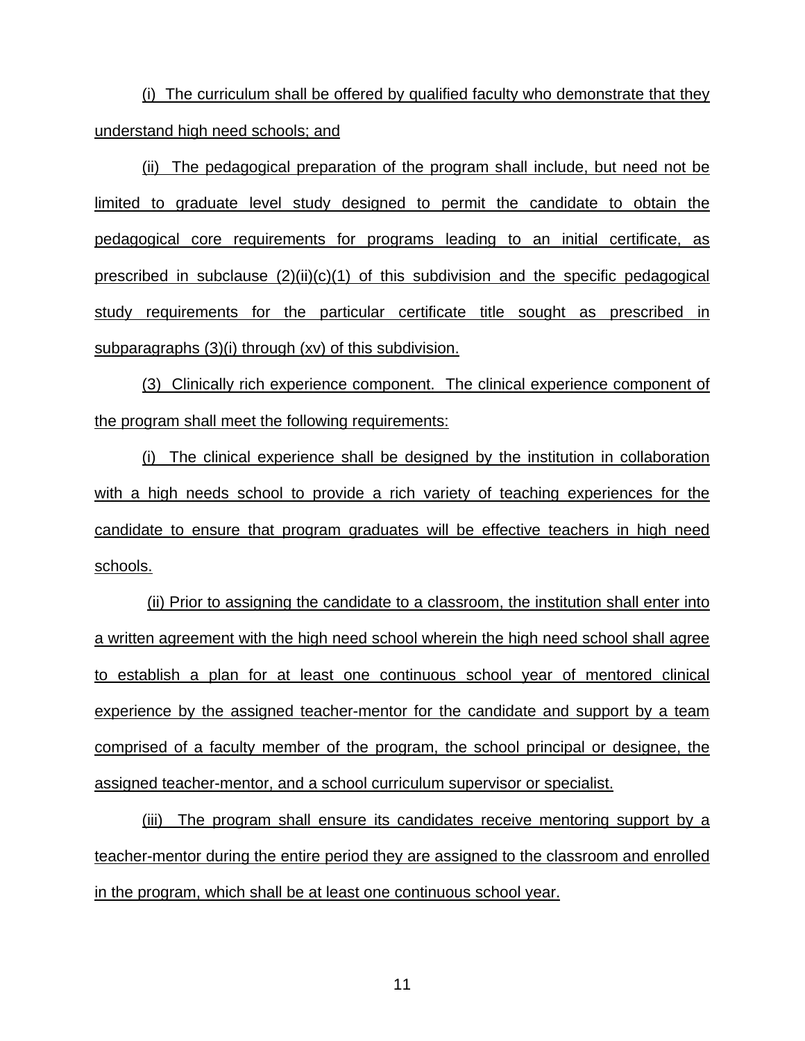(i) The curriculum shall be offered by qualified faculty who demonstrate that they understand high need schools; and

(ii) The pedagogical preparation of the program shall include, but need not be limited to graduate level study designed to permit the candidate to obtain the pedagogical core requirements for programs leading to an initial certificate, as prescribed in subclause (2)(ii)(c)(1) of this subdivision and the specific pedagogical study requirements for the particular certificate title sought as prescribed in subparagraphs (3)(i) through (xv) of this subdivision.

(3) Clinically rich experience component. The clinical experience component of the program shall meet the following requirements:

(i) The clinical experience shall be designed by the institution in collaboration with a high needs school to provide a rich variety of teaching experiences for the candidate to ensure that program graduates will be effective teachers in high need schools.

(ii) Prior to assigning the candidate to a classroom, the institution shall enter into a written agreement with the high need school wherein the high need school shall agree to establish a plan for at least one continuous school year of mentored clinical experience by the assigned teacher-mentor for the candidate and support by a team comprised of a faculty member of the program, the school principal or designee, the assigned teacher-mentor, and a school curriculum supervisor or specialist.

(iii) The program shall ensure its candidates receive mentoring support by a teacher-mentor during the entire period they are assigned to the classroom and enrolled in the program, which shall be at least one continuous school year.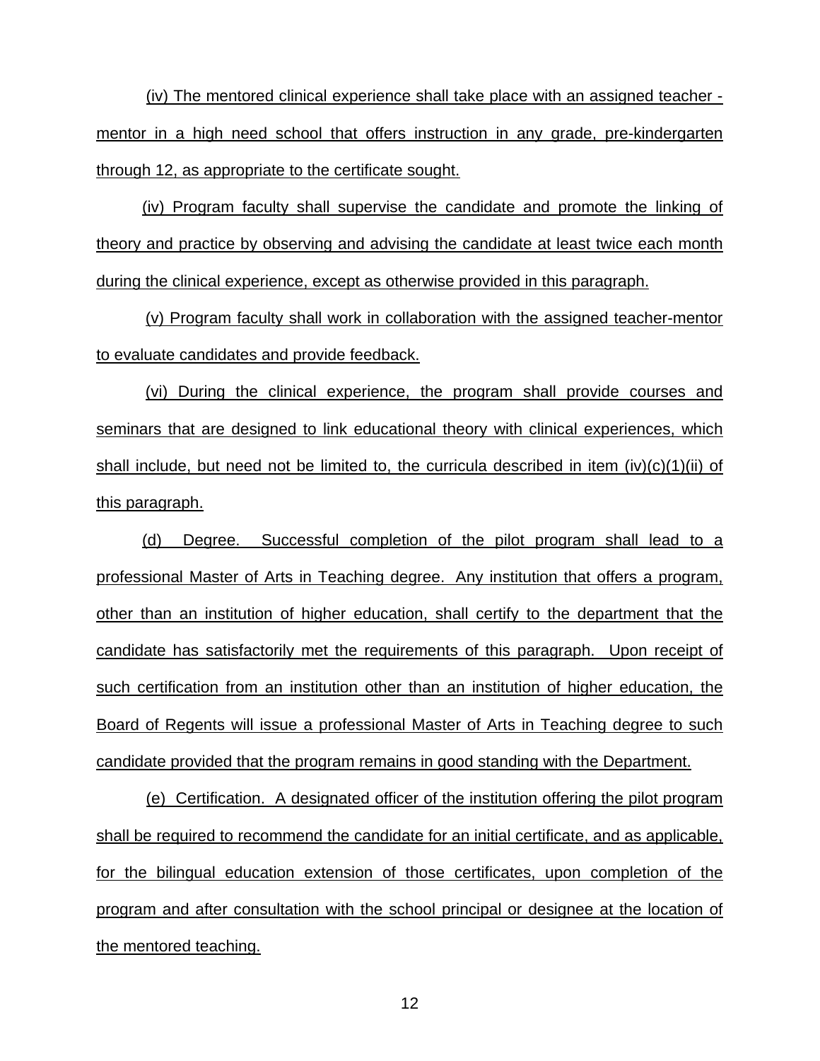(iv) The mentored clinical experience shall take place with an assigned teacher - mentor in a high need school that offers instruction in any grade, pre-kindergarten through 12, as appropriate to the certificate sought.

(iv) Program faculty shall supervise the candidate and promote the linking of theory and practice by observing and advising the candidate at least twice each month during the clinical experience, except as otherwise provided in this paragraph.

(v) Program faculty shall work in collaboration with the assigned teacher-mentor to evaluate candidates and provide feedback.

(vi) During the clinical experience, the program shall provide courses and seminars that are designed to link educational theory with clinical experiences, which shall include, but need not be limited to, the curricula described in item (iv)(c)(1)(ii) of this paragraph.

(d) Degree. Successful completion of the pilot program shall lead to a professional Master of Arts in Teaching degree. Any institution that offers a program, other than an institution of higher education, shall certify to the department that the candidate has satisfactorily met the requirements of this paragraph. Upon receipt of such certification from an institution other than an institution of higher education, the Board of Regents will issue a professional Master of Arts in Teaching degree to such candidate provided that the program remains in good standing with the Department.

(e) Certification. A designated officer of the institution offering the pilot program shall be required to recommend the candidate for an initial certificate, and as applicable, for the bilingual education extension of those certificates, upon completion of the program and after consultation with the school principal or designee at the location of the mentored teaching.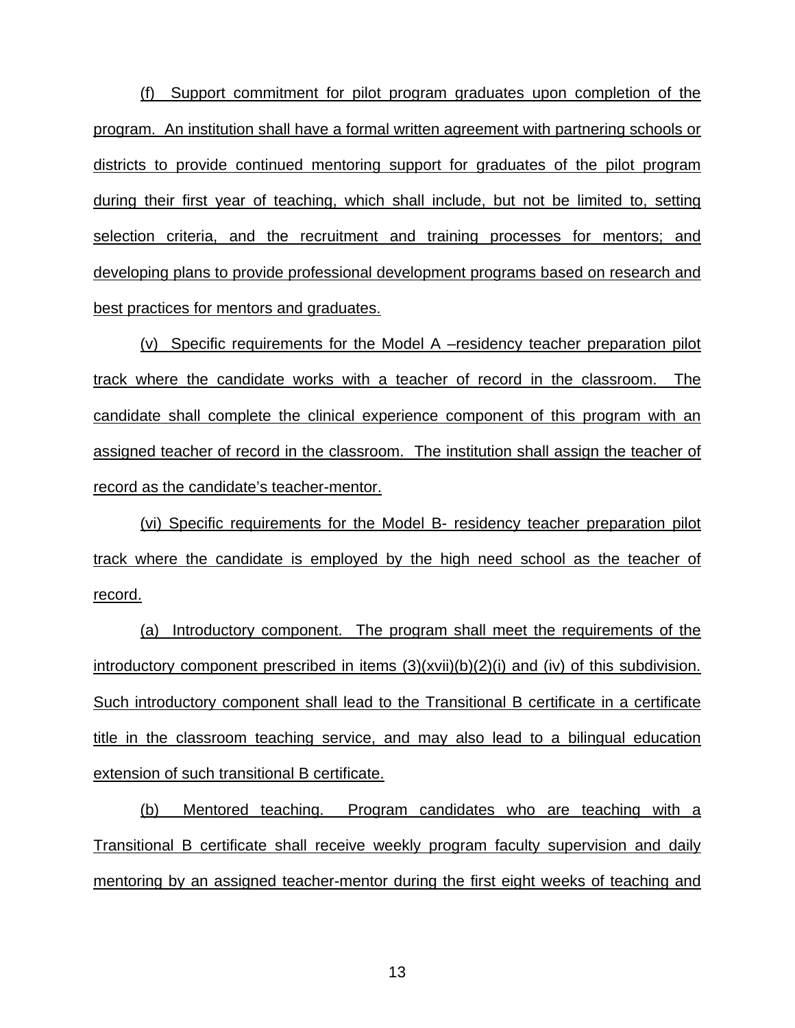(f) Support commitment for pilot program graduates upon completion of the program. An institution shall have a formal written agreement with partnering schools or districts to provide continued mentoring support for graduates of the pilot program during their first year of teaching, which shall include, but not be limited to, setting selection criteria, and the recruitment and training processes for mentors; and developing plans to provide professional development programs based on research and best practices for mentors and graduates.

(v) Specific requirements for the Model A –residency teacher preparation pilot track where the candidate works with a teacher of record in the classroom. The candidate shall complete the clinical experience component of this program with an assigned teacher of record in the classroom. The institution shall assign the teacher of record as the candidate's teacher-mentor.

(vi) Specific requirements for the Model B- residency teacher preparation pilot track where the candidate is employed by the high need school as the teacher of record.

(a) Introductory component. The program shall meet the requirements of the introductory component prescribed in items (3)(xvii)(b)(2)(i) and (iv) of this subdivision. Such introductory component shall lead to the Transitional B certificate in a certificate title in the classroom teaching service, and may also lead to a bilingual education extension of such transitional B certificate.

(b) Mentored teaching. Program candidates who are teaching with a Transitional B certificate shall receive weekly program faculty supervision and daily mentoring by an assigned teacher-mentor during the first eight weeks of teaching and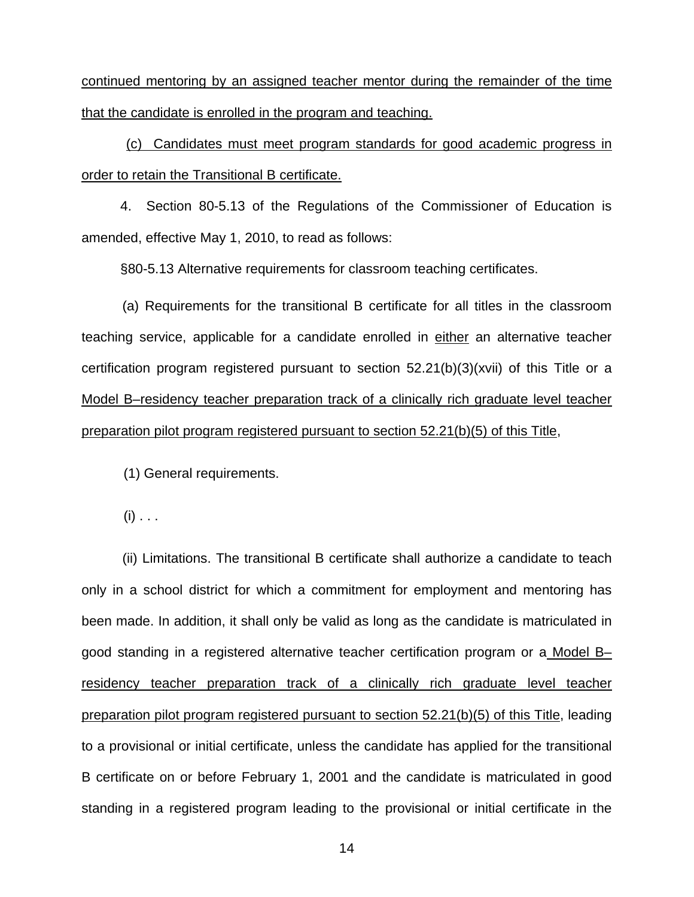continued mentoring by an assigned teacher mentor during the remainder of the time that the candidate is enrolled in the program and teaching.

(c) Candidates must meet program standards for good academic progress in order to retain the Transitional B certificate.

4. Section 80-5.13 of the Regulations of the Commissioner of Education is amended, effective May 1, 2010, to read as follows:

§80-5.13 Alternative requirements for classroom teaching certificates.

(a) Requirements for the transitional B certificate for all titles in the classroom teaching service, applicable for a candidate enrolled in either an alternative teacher certification program registered pursuant to section 52.21(b)(3)(xvii) of this Title or a Model B–residency teacher preparation track of a clinically rich graduate level teacher preparation pilot program registered pursuant to section 52.21(b)(5) of this Title,

(1) General requirements.

(i) . . .

(ii) Limitations. The transitional B certificate shall authorize a candidate to teach only in a school district for which a commitment for employment and mentoring has been made. In addition, it shall only be valid as long as the candidate is matriculated in good standing in a registered alternative teacher certification program or a Model B–residency teacher preparation track of a clinically rich graduate level teacher preparation pilot program registered pursuant to section 52.21(b)(5) of this Title, leading to a provisional or initial certificate, unless the candidate has applied for the transitional B certificate on or before February 1, 2001 and the candidate is matriculated in good standing in a registered program leading to the provisional or initial certificate in the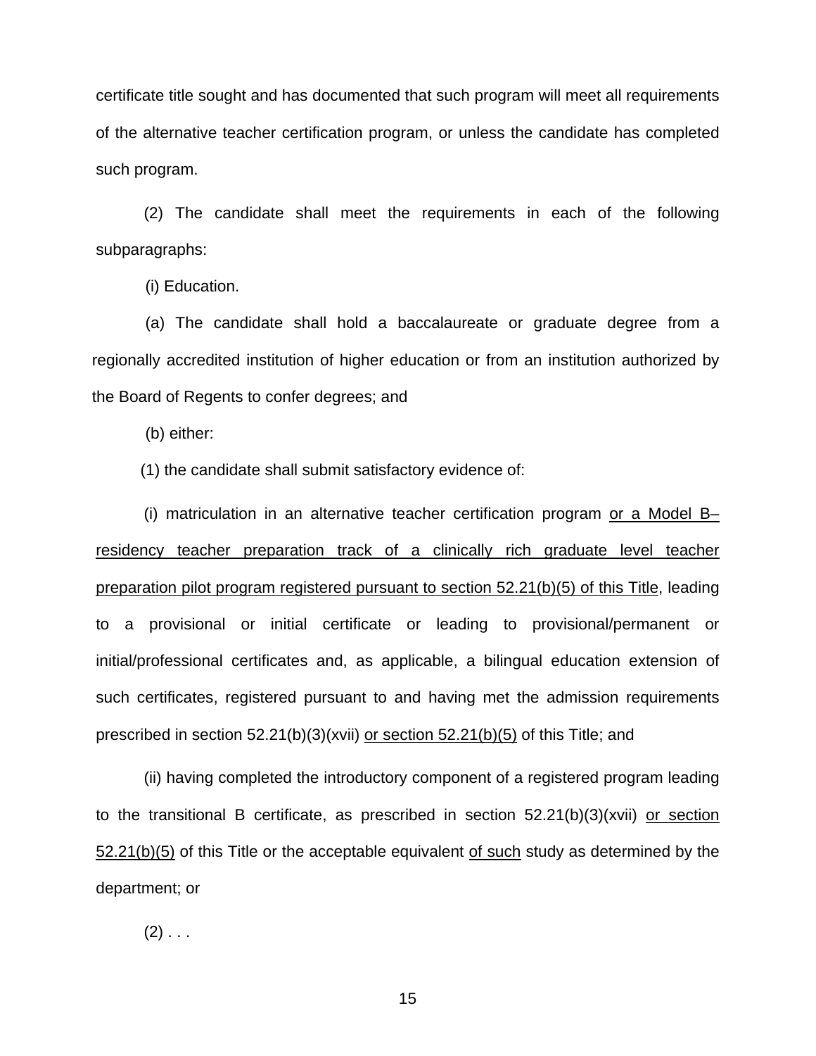certificate title sought and has documented that such program will meet all requirements of the alternative teacher certification program, or unless the candidate has completed such program.

(2) The candidate shall meet the requirements in each of the following subparagraphs:

(i) Education.

(a) The candidate shall hold a baccalaureate or graduate degree from a regionally accredited institution of higher education or from an institution authorized by the Board of Regents to confer degrees; and

(b) either:

(1) the candidate shall submit satisfactory evidence of:

(i) matriculation in an alternative teacher certification program <u>or a Model B–residency teacher preparation track of a clinically rich graduate level teacher preparation pilot program registered pursuant to section 52.21(b)(5) of this Title</u>, leading to a provisional or initial certificate or leading to provisional/permanent or initial/professional certificates and, as applicable, a bilingual education extension of such certificates, registered pursuant to and having met the admission requirements prescribed in section 52.21(b)(3)(xvii) <u>or section 52.21(b)(5)</u> of this Title; and

(ii) having completed the introductory component of a registered program leading to the transitional B certificate, as prescribed in section 52.21(b)(3)(xvii) <u>or section 52.21(b)(5)</u> of this Title or the acceptable equivalent <u>of such</u> study as determined by the department; or

(2) . . .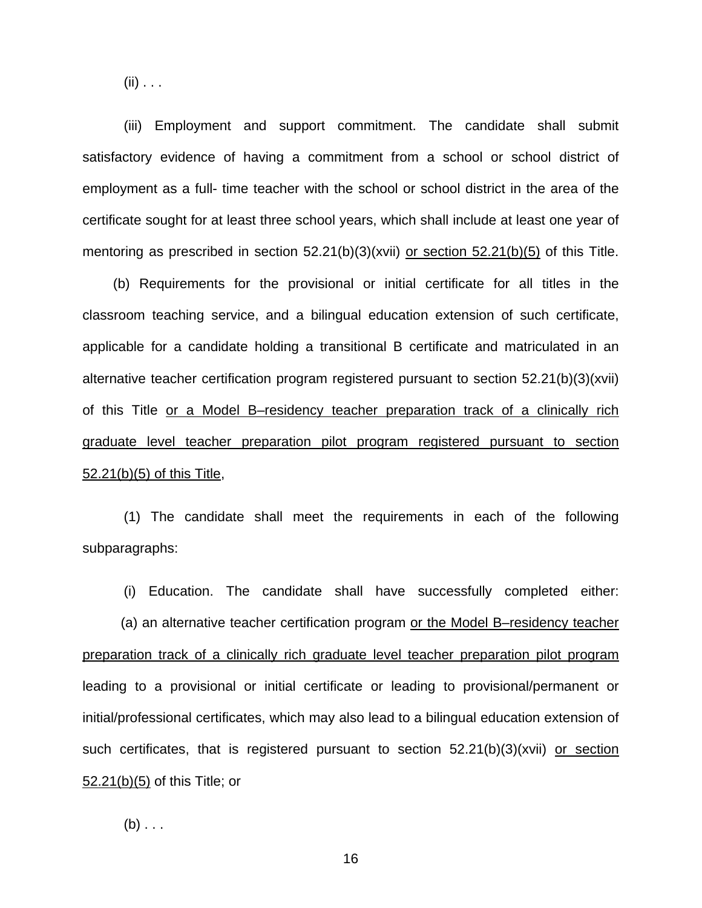(ii) . . .

(iii) Employment and support commitment. The candidate shall submit satisfactory evidence of having a commitment from a school or school district of employment as a full- time teacher with the school or school district in the area of the certificate sought for at least three school years, which shall include at least one year of mentoring as prescribed in section 52.21(b)(3)(xvii) <u>or section 52.21(b)(5)</u> of this Title.

(b) Requirements for the provisional or initial certificate for all titles in the classroom teaching service, and a bilingual education extension of such certificate, applicable for a candidate holding a transitional B certificate and matriculated in an alternative teacher certification program registered pursuant to section 52.21(b)(3)(xvii) of this Title <u>or a Model B–residency teacher preparation track of a clinically rich graduate level teacher preparation pilot program registered pursuant to section 52.21(b)(5) of this Title</u>,

(1) The candidate shall meet the requirements in each of the following subparagraphs:

(i) Education. The candidate shall have successfully completed either:

(a) an alternative teacher certification program <u>or the Model B–residency teacher preparation track of a clinically rich graduate level teacher preparation pilot program</u> leading to a provisional or initial certificate or leading to provisional/permanent or initial/professional certificates, which may also lead to a bilingual education extension of such certificates, that is registered pursuant to section 52.21(b)(3)(xvii) <u>or section 52.21(b)(5)</u> of this Title; or

(b) . . .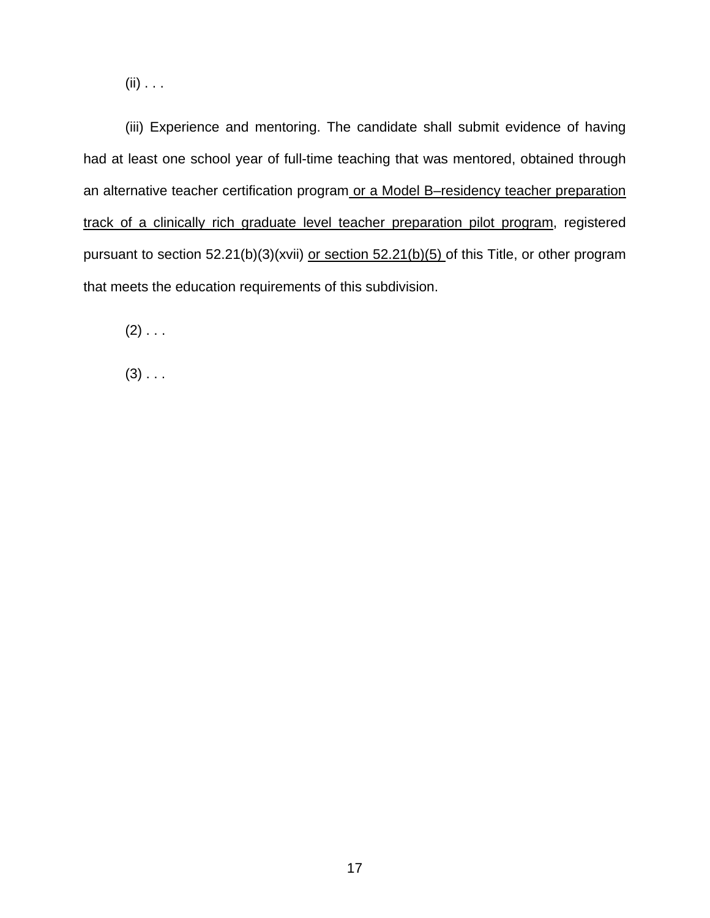(ii) . . .

(iii) Experience and mentoring. The candidate shall submit evidence of having had at least one school year of full-time teaching that was mentored, obtained through an alternative teacher certification program <u>or a Model B–residency teacher preparation track of a clinically rich graduate level teacher preparation pilot program</u>, registered pursuant to section 52.21(b)(3)(xvii) <u>or section 52.21(b)(5)</u> of this Title, or other program that meets the education requirements of this subdivision.

(2) . . .

(3) . . .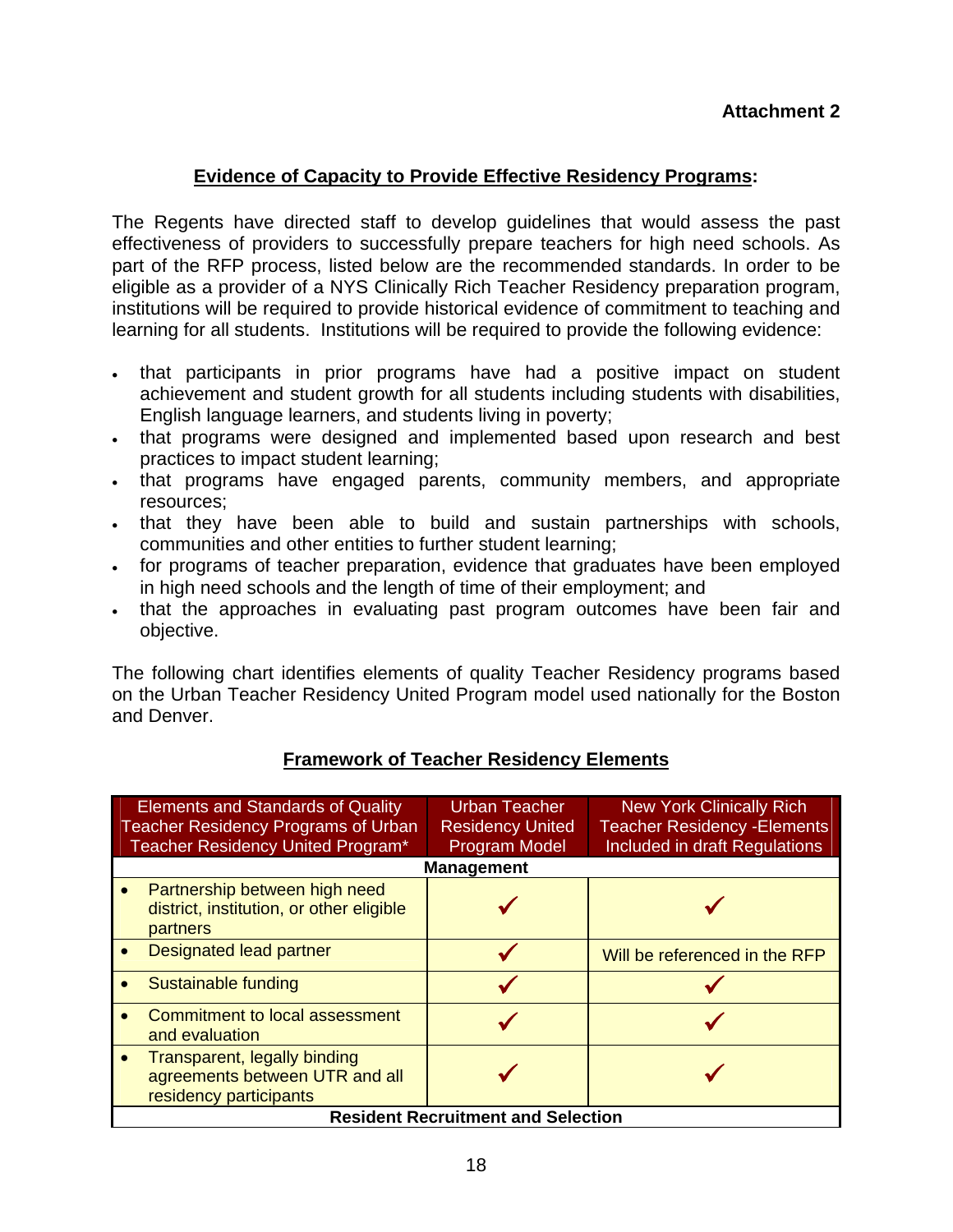**Attachment 2**

## Evidence of Capacity to Provide Effective Residency Programs:

The Regents have directed staff to develop guidelines that would assess the past effectiveness of providers to successfully prepare teachers for high need schools. As part of the RFP process, listed below are the recommended standards. In order to be eligible as a provider of a NYS Clinically Rich Teacher Residency preparation program, institutions will be required to provide historical evidence of commitment to teaching and learning for all students. Institutions will be required to provide the following evidence:

- that participants in prior programs have had a positive impact on student achievement and student growth for all students including students with disabilities, English language learners, and students living in poverty;
- that programs were designed and implemented based upon research and best practices to impact student learning;
- that programs have engaged parents, community members, and appropriate resources;
- that they have been able to build and sustain partnerships with schools, communities and other entities to further student learning;
- for programs of teacher preparation, evidence that graduates have been employed in high need schools and the length of time of their employment; and
- that the approaches in evaluating past program outcomes have been fair and objective.

The following chart identifies elements of quality Teacher Residency programs based on the Urban Teacher Residency United Program model used nationally for the Boston and Denver.

## Framework of Teacher Residency Elements

| Elements and Standards of Quality Teacher Residency Programs of Urban Teacher Residency United Program* | Urban Teacher Residency United Program Model | New York Clinically Rich Teacher Residency -Elements Included in draft Regulations |
|---|---|---|
| **Management** | | |
| • Partnership between high need district, institution, or other eligible partners | ✓ | ✓ |
| • Designated lead partner | ✓ | Will be referenced in the RFP |
| • Sustainable funding | ✓ | ✓ |
| • Commitment to local assessment and evaluation | ✓ | ✓ |
| • Transparent, legally binding agreements between UTR and all residency participants | ✓ | ✓ |
| **Resident Recruitment and Selection** | | |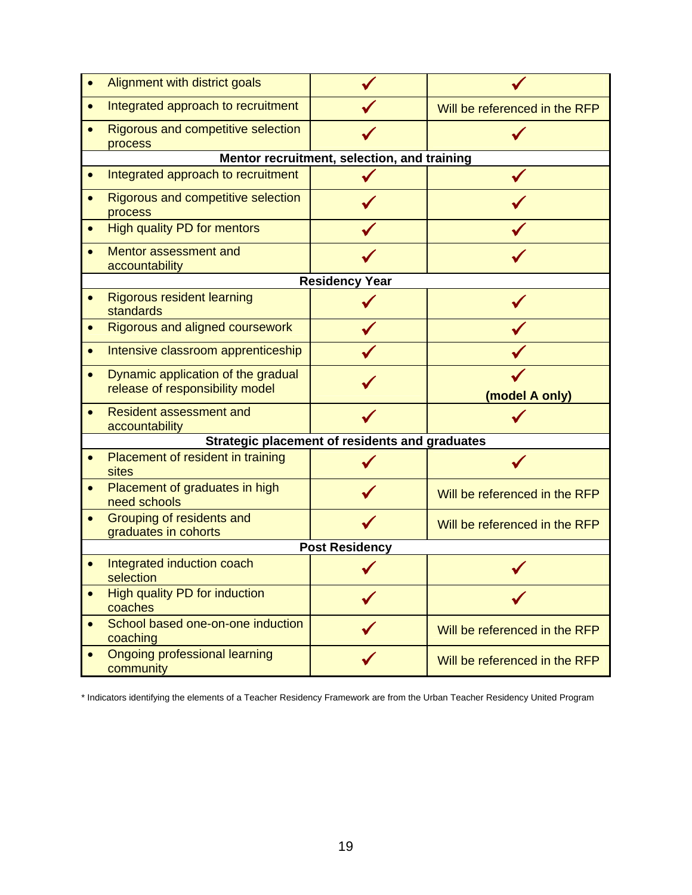| | | |
|---|---|---|
| • Alignment with district goals | ✓ | ✓ |
| • Integrated approach to recruitment | ✓ | Will be referenced in the RFP |
| • Rigorous and competitive selection process | ✓ | ✓ |
| **Mentor recruitment, selection, and training** | | |
| • Integrated approach to recruitment | ✓ | ✓ |
| • Rigorous and competitive selection process | ✓ | ✓ |
| • High quality PD for mentors | ✓ | ✓ |
| • Mentor assessment and accountability | ✓ | ✓ |
| **Residency Year** | | |
| • Rigorous resident learning standards | ✓ | ✓ |
| • Rigorous and aligned coursework | ✓ | ✓ |
| • Intensive classroom apprenticeship | ✓ | ✓ |
| • Dynamic application of the gradual release of responsibility model | ✓ | ✓ **(model A only)** |
| • Resident assessment and accountability | ✓ | ✓ |
| **Strategic placement of residents and graduates** | | |
| • Placement of resident in training sites | ✓ | ✓ |
| • Placement of graduates in high need schools | ✓ | Will be referenced in the RFP |
| • Grouping of residents and graduates in cohorts | ✓ | Will be referenced in the RFP |
| **Post Residency** | | |
| • Integrated induction coach selection | ✓ | ✓ |
| • High quality PD for induction coaches | ✓ | ✓ |
| • School based one-on-one induction coaching | ✓ | Will be referenced in the RFP |
| • Ongoing professional learning community | ✓ | Will be referenced in the RFP |

* Indicators identifying the elements of a Teacher Residency Framework are from the Urban Teacher Residency United Program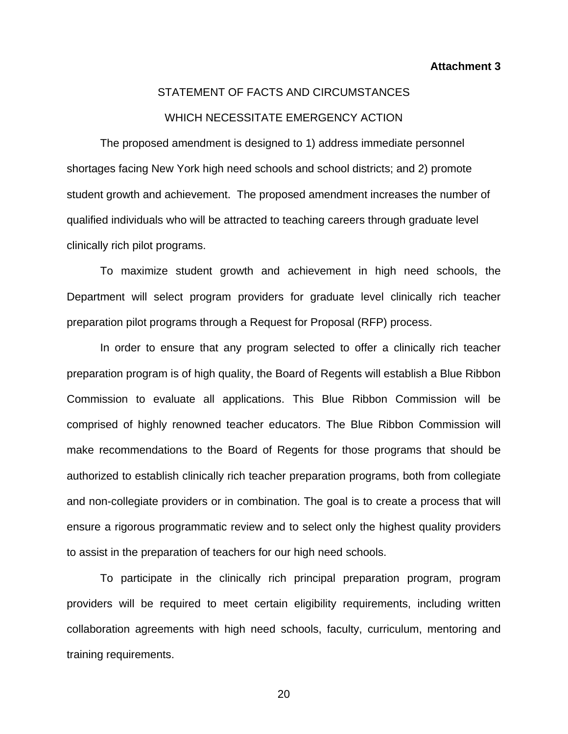**Attachment 3**

STATEMENT OF FACTS AND CIRCUMSTANCES

WHICH NECESSITATE EMERGENCY ACTION

The proposed amendment is designed to 1) address immediate personnel shortages facing New York high need schools and school districts; and 2) promote student growth and achievement. The proposed amendment increases the number of qualified individuals who will be attracted to teaching careers through graduate level clinically rich pilot programs.

To maximize student growth and achievement in high need schools, the Department will select program providers for graduate level clinically rich teacher preparation pilot programs through a Request for Proposal (RFP) process.

In order to ensure that any program selected to offer a clinically rich teacher preparation program is of high quality, the Board of Regents will establish a Blue Ribbon Commission to evaluate all applications. This Blue Ribbon Commission will be comprised of highly renowned teacher educators. The Blue Ribbon Commission will make recommendations to the Board of Regents for those programs that should be authorized to establish clinically rich teacher preparation programs, both from collegiate and non-collegiate providers or in combination. The goal is to create a process that will ensure a rigorous programmatic review and to select only the highest quality providers to assist in the preparation of teachers for our high need schools.

To participate in the clinically rich principal preparation program, program providers will be required to meet certain eligibility requirements, including written collaboration agreements with high need schools, faculty, curriculum, mentoring and training requirements.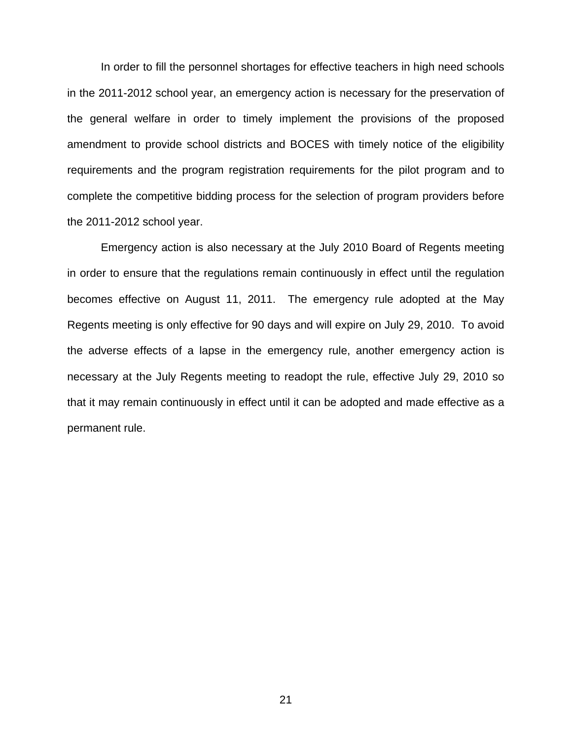In order to fill the personnel shortages for effective teachers in high need schools in the 2011-2012 school year, an emergency action is necessary for the preservation of the general welfare in order to timely implement the provisions of the proposed amendment to provide school districts and BOCES with timely notice of the eligibility requirements and the program registration requirements for the pilot program and to complete the competitive bidding process for the selection of program providers before the 2011-2012 school year.

Emergency action is also necessary at the July 2010 Board of Regents meeting in order to ensure that the regulations remain continuously in effect until the regulation becomes effective on August 11, 2011. The emergency rule adopted at the May Regents meeting is only effective for 90 days and will expire on July 29, 2010. To avoid the adverse effects of a lapse in the emergency rule, another emergency action is necessary at the July Regents meeting to readopt the rule, effective July 29, 2010 so that it may remain continuously in effect until it can be adopted and made effective as a permanent rule.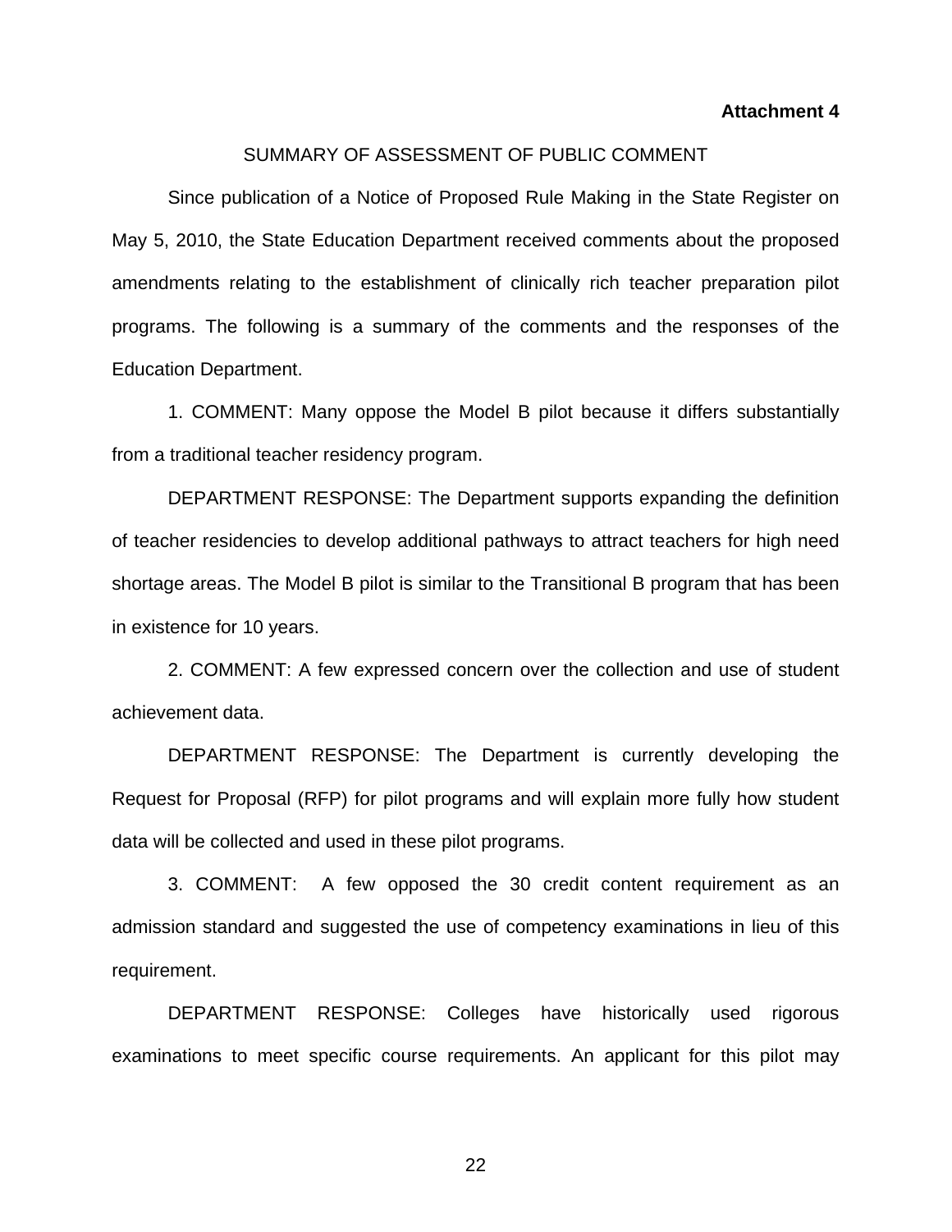**Attachment 4**

SUMMARY OF ASSESSMENT OF PUBLIC COMMENT

Since publication of a Notice of Proposed Rule Making in the State Register on May 5, 2010, the State Education Department received comments about the proposed amendments relating to the establishment of clinically rich teacher preparation pilot programs. The following is a summary of the comments and the responses of the Education Department.

1. COMMENT: Many oppose the Model B pilot because it differs substantially from a traditional teacher residency program.

DEPARTMENT RESPONSE: The Department supports expanding the definition of teacher residencies to develop additional pathways to attract teachers for high need shortage areas. The Model B pilot is similar to the Transitional B program that has been in existence for 10 years.

2. COMMENT: A few expressed concern over the collection and use of student achievement data.

DEPARTMENT RESPONSE: The Department is currently developing the Request for Proposal (RFP) for pilot programs and will explain more fully how student data will be collected and used in these pilot programs.

3. COMMENT: A few opposed the 30 credit content requirement as an admission standard and suggested the use of competency examinations in lieu of this requirement.

DEPARTMENT RESPONSE: Colleges have historically used rigorous examinations to meet specific course requirements. An applicant for this pilot may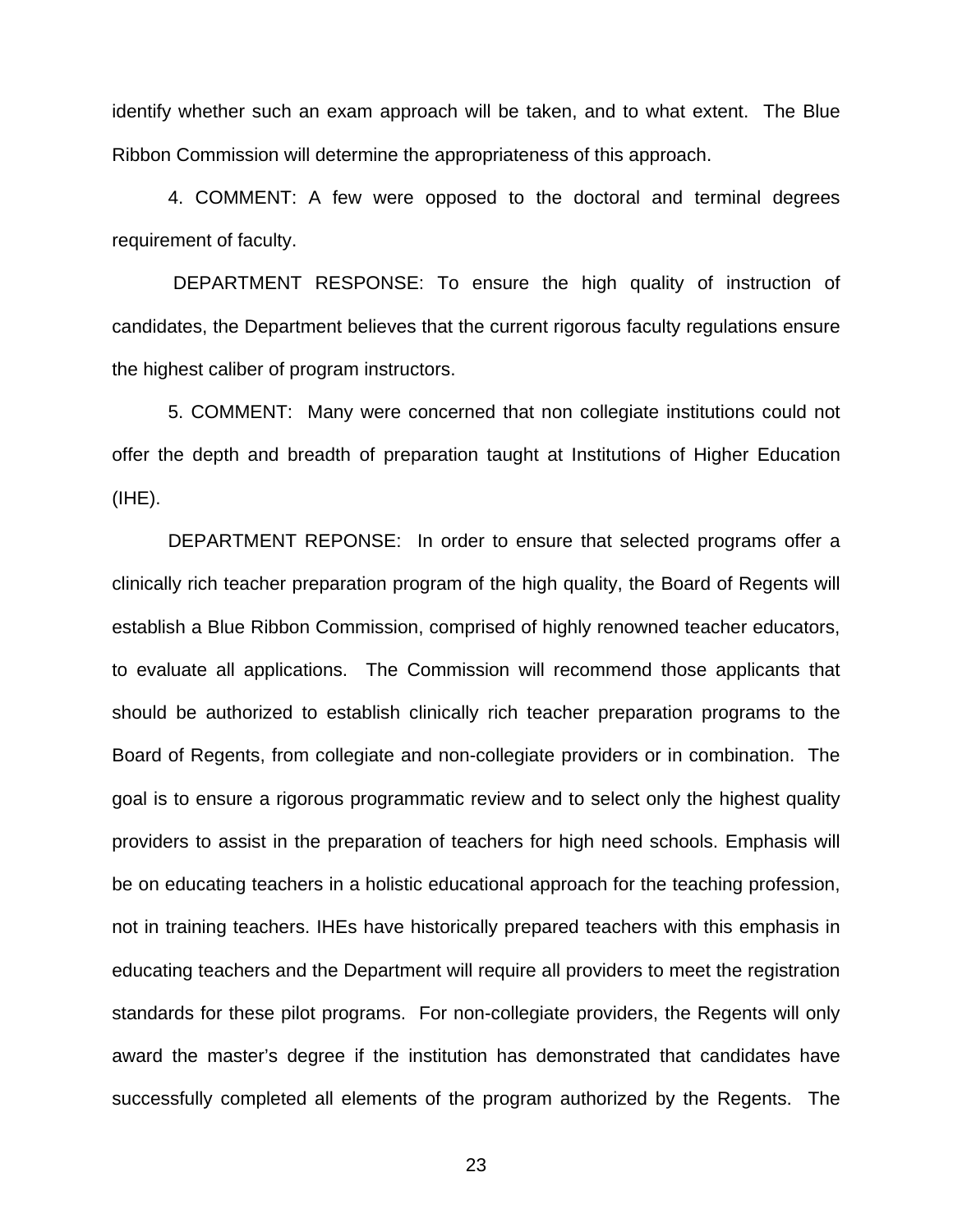identify whether such an exam approach will be taken, and to what extent. The Blue Ribbon Commission will determine the appropriateness of this approach.

4. COMMENT: A few were opposed to the doctoral and terminal degrees requirement of faculty.

DEPARTMENT RESPONSE: To ensure the high quality of instruction of candidates, the Department believes that the current rigorous faculty regulations ensure the highest caliber of program instructors.

5. COMMENT: Many were concerned that non collegiate institutions could not offer the depth and breadth of preparation taught at Institutions of Higher Education (IHE).

DEPARTMENT REPONSE: In order to ensure that selected programs offer a clinically rich teacher preparation program of the high quality, the Board of Regents will establish a Blue Ribbon Commission, comprised of highly renowned teacher educators, to evaluate all applications. The Commission will recommend those applicants that should be authorized to establish clinically rich teacher preparation programs to the Board of Regents, from collegiate and non-collegiate providers or in combination. The goal is to ensure a rigorous programmatic review and to select only the highest quality providers to assist in the preparation of teachers for high need schools. Emphasis will be on educating teachers in a holistic educational approach for the teaching profession, not in training teachers. IHEs have historically prepared teachers with this emphasis in educating teachers and the Department will require all providers to meet the registration standards for these pilot programs. For non-collegiate providers, the Regents will only award the master's degree if the institution has demonstrated that candidates have successfully completed all elements of the program authorized by the Regents. The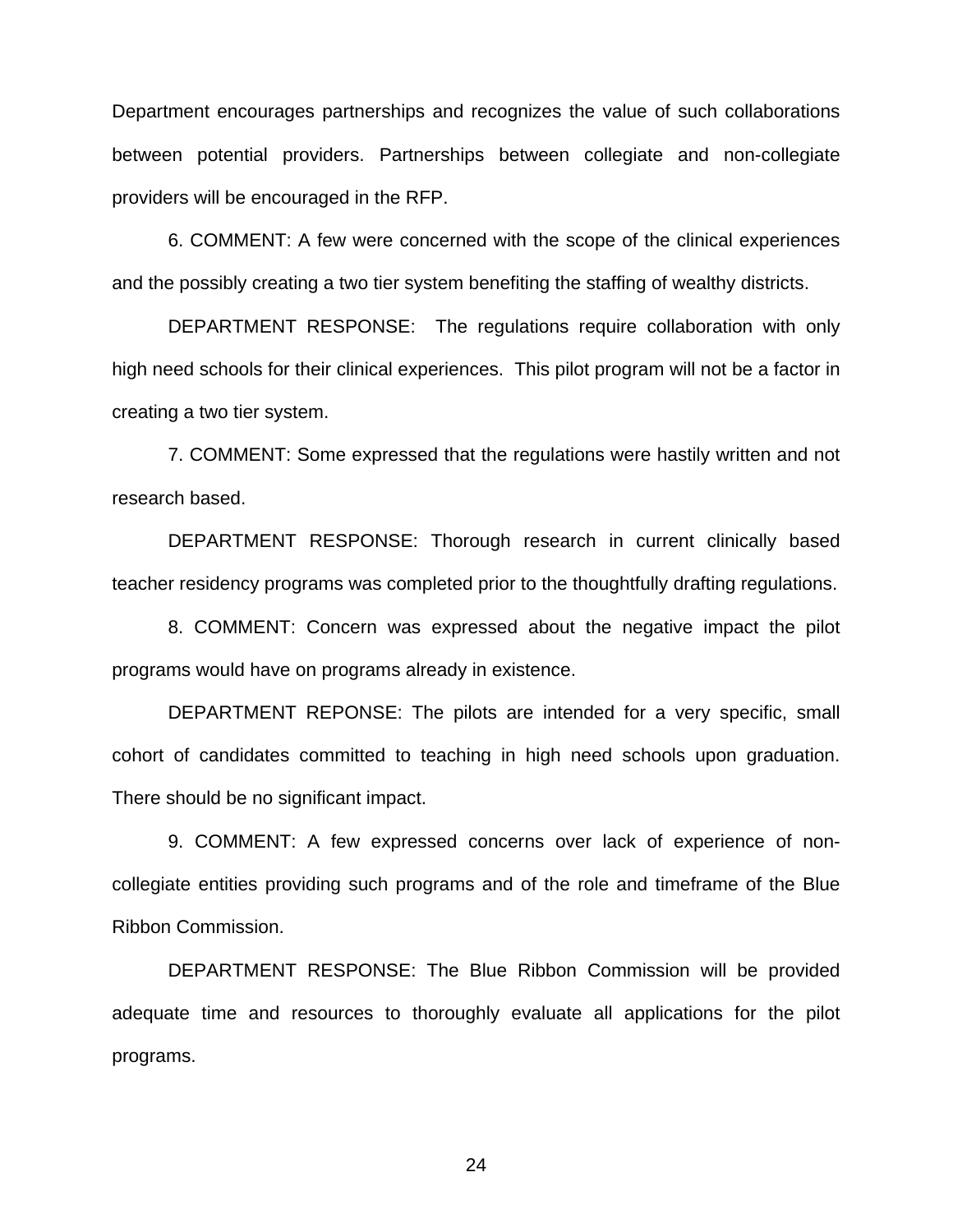Department encourages partnerships and recognizes the value of such collaborations between potential providers. Partnerships between collegiate and non-collegiate providers will be encouraged in the RFP.

6. COMMENT: A few were concerned with the scope of the clinical experiences and the possibly creating a two tier system benefiting the staffing of wealthy districts.

DEPARTMENT RESPONSE: The regulations require collaboration with only high need schools for their clinical experiences. This pilot program will not be a factor in creating a two tier system.

7. COMMENT: Some expressed that the regulations were hastily written and not research based.

DEPARTMENT RESPONSE: Thorough research in current clinically based teacher residency programs was completed prior to the thoughtfully drafting regulations.

8. COMMENT: Concern was expressed about the negative impact the pilot programs would have on programs already in existence.

DEPARTMENT REPONSE: The pilots are intended for a very specific, small cohort of candidates committed to teaching in high need schools upon graduation. There should be no significant impact.

9. COMMENT: A few expressed concerns over lack of experience of non-collegiate entities providing such programs and of the role and timeframe of the Blue Ribbon Commission.

DEPARTMENT RESPONSE: The Blue Ribbon Commission will be provided adequate time and resources to thoroughly evaluate all applications for the pilot programs.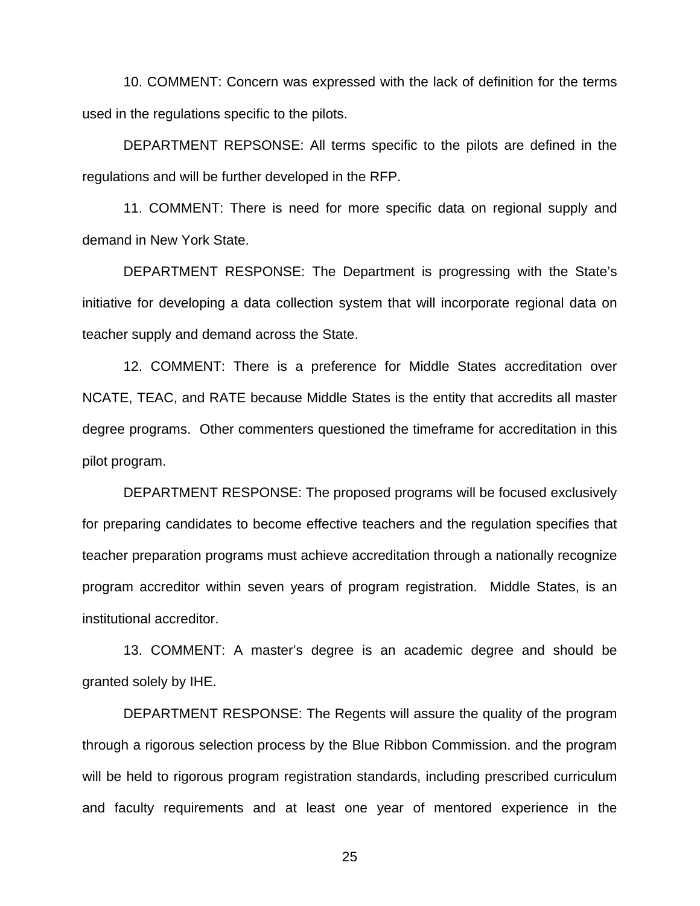10. COMMENT: Concern was expressed with the lack of definition for the terms used in the regulations specific to the pilots.

DEPARTMENT REPSONSE: All terms specific to the pilots are defined in the regulations and will be further developed in the RFP.

11. COMMENT: There is need for more specific data on regional supply and demand in New York State.

DEPARTMENT RESPONSE: The Department is progressing with the State's initiative for developing a data collection system that will incorporate regional data on teacher supply and demand across the State.

12. COMMENT: There is a preference for Middle States accreditation over NCATE, TEAC, and RATE because Middle States is the entity that accredits all master degree programs. Other commenters questioned the timeframe for accreditation in this pilot program.

DEPARTMENT RESPONSE: The proposed programs will be focused exclusively for preparing candidates to become effective teachers and the regulation specifies that teacher preparation programs must achieve accreditation through a nationally recognize program accreditor within seven years of program registration. Middle States, is an institutional accreditor.

13. COMMENT: A master's degree is an academic degree and should be granted solely by IHE.

DEPARTMENT RESPONSE: The Regents will assure the quality of the program through a rigorous selection process by the Blue Ribbon Commission. and the program will be held to rigorous program registration standards, including prescribed curriculum and faculty requirements and at least one year of mentored experience in the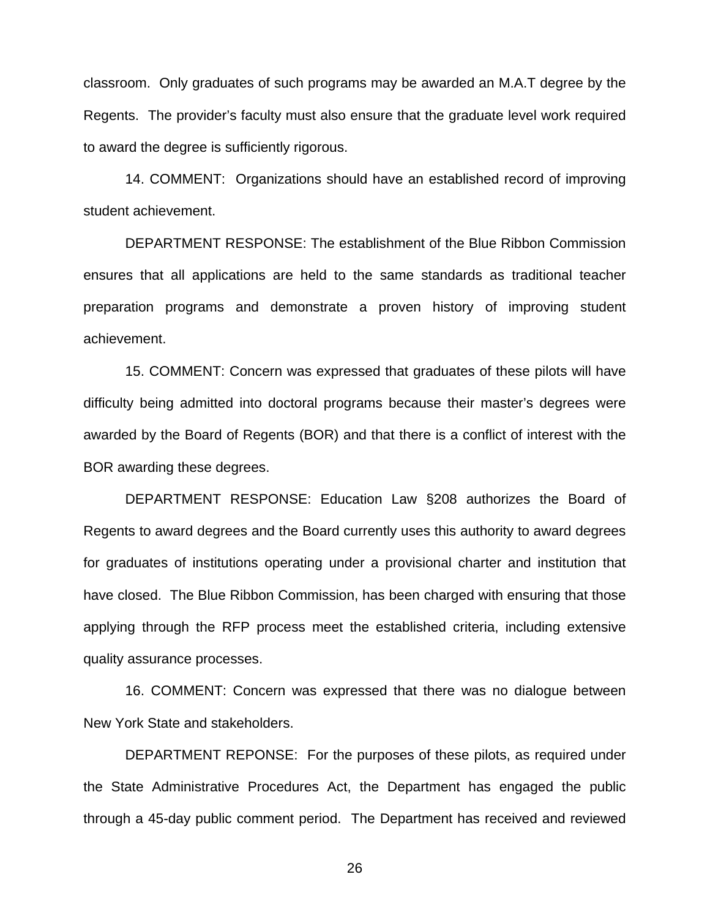classroom. Only graduates of such programs may be awarded an M.A.T degree by the Regents. The provider's faculty must also ensure that the graduate level work required to award the degree is sufficiently rigorous.

14. COMMENT: Organizations should have an established record of improving student achievement.

DEPARTMENT RESPONSE: The establishment of the Blue Ribbon Commission ensures that all applications are held to the same standards as traditional teacher preparation programs and demonstrate a proven history of improving student achievement.

15. COMMENT: Concern was expressed that graduates of these pilots will have difficulty being admitted into doctoral programs because their master's degrees were awarded by the Board of Regents (BOR) and that there is a conflict of interest with the BOR awarding these degrees.

DEPARTMENT RESPONSE: Education Law §208 authorizes the Board of Regents to award degrees and the Board currently uses this authority to award degrees for graduates of institutions operating under a provisional charter and institution that have closed. The Blue Ribbon Commission, has been charged with ensuring that those applying through the RFP process meet the established criteria, including extensive quality assurance processes.

16. COMMENT: Concern was expressed that there was no dialogue between New York State and stakeholders.

DEPARTMENT REPONSE: For the purposes of these pilots, as required under the State Administrative Procedures Act, the Department has engaged the public through a 45-day public comment period. The Department has received and reviewed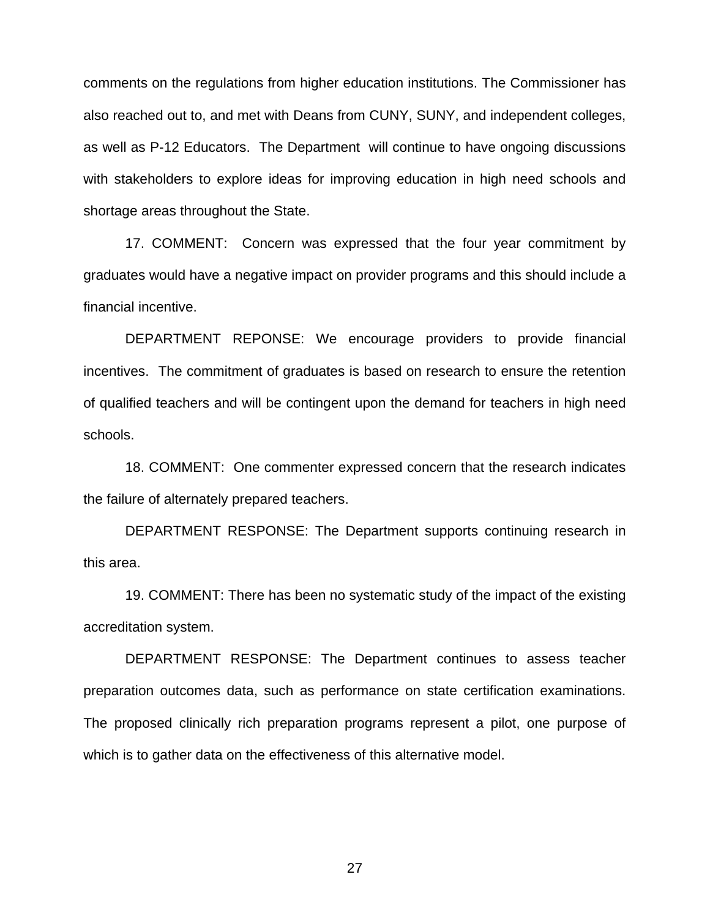comments on the regulations from higher education institutions. The Commissioner has also reached out to, and met with Deans from CUNY, SUNY, and independent colleges, as well as P-12 Educators. The Department will continue to have ongoing discussions with stakeholders to explore ideas for improving education in high need schools and shortage areas throughout the State.

17. COMMENT: Concern was expressed that the four year commitment by graduates would have a negative impact on provider programs and this should include a financial incentive.

DEPARTMENT REPONSE: We encourage providers to provide financial incentives. The commitment of graduates is based on research to ensure the retention of qualified teachers and will be contingent upon the demand for teachers in high need schools.

18. COMMENT: One commenter expressed concern that the research indicates the failure of alternately prepared teachers.

DEPARTMENT RESPONSE: The Department supports continuing research in this area.

19. COMMENT: There has been no systematic study of the impact of the existing accreditation system.

DEPARTMENT RESPONSE: The Department continues to assess teacher preparation outcomes data, such as performance on state certification examinations. The proposed clinically rich preparation programs represent a pilot, one purpose of which is to gather data on the effectiveness of this alternative model.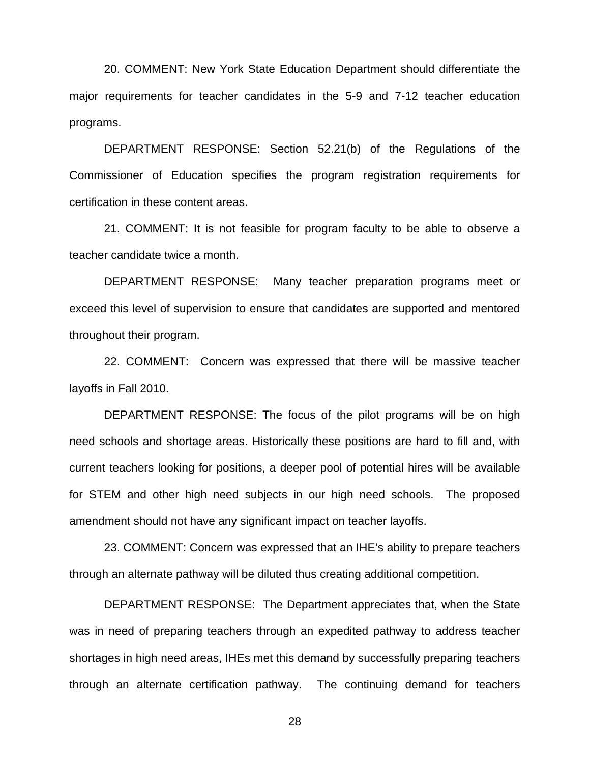20. COMMENT: New York State Education Department should differentiate the major requirements for teacher candidates in the 5-9 and 7-12 teacher education programs.

DEPARTMENT RESPONSE: Section 52.21(b) of the Regulations of the Commissioner of Education specifies the program registration requirements for certification in these content areas.

21. COMMENT: It is not feasible for program faculty to be able to observe a teacher candidate twice a month.

DEPARTMENT RESPONSE: Many teacher preparation programs meet or exceed this level of supervision to ensure that candidates are supported and mentored throughout their program.

22. COMMENT: Concern was expressed that there will be massive teacher layoffs in Fall 2010.

DEPARTMENT RESPONSE: The focus of the pilot programs will be on high need schools and shortage areas. Historically these positions are hard to fill and, with current teachers looking for positions, a deeper pool of potential hires will be available for STEM and other high need subjects in our high need schools. The proposed amendment should not have any significant impact on teacher layoffs.

23. COMMENT: Concern was expressed that an IHE's ability to prepare teachers through an alternate pathway will be diluted thus creating additional competition.

DEPARTMENT RESPONSE: The Department appreciates that, when the State was in need of preparing teachers through an expedited pathway to address teacher shortages in high need areas, IHEs met this demand by successfully preparing teachers through an alternate certification pathway. The continuing demand for teachers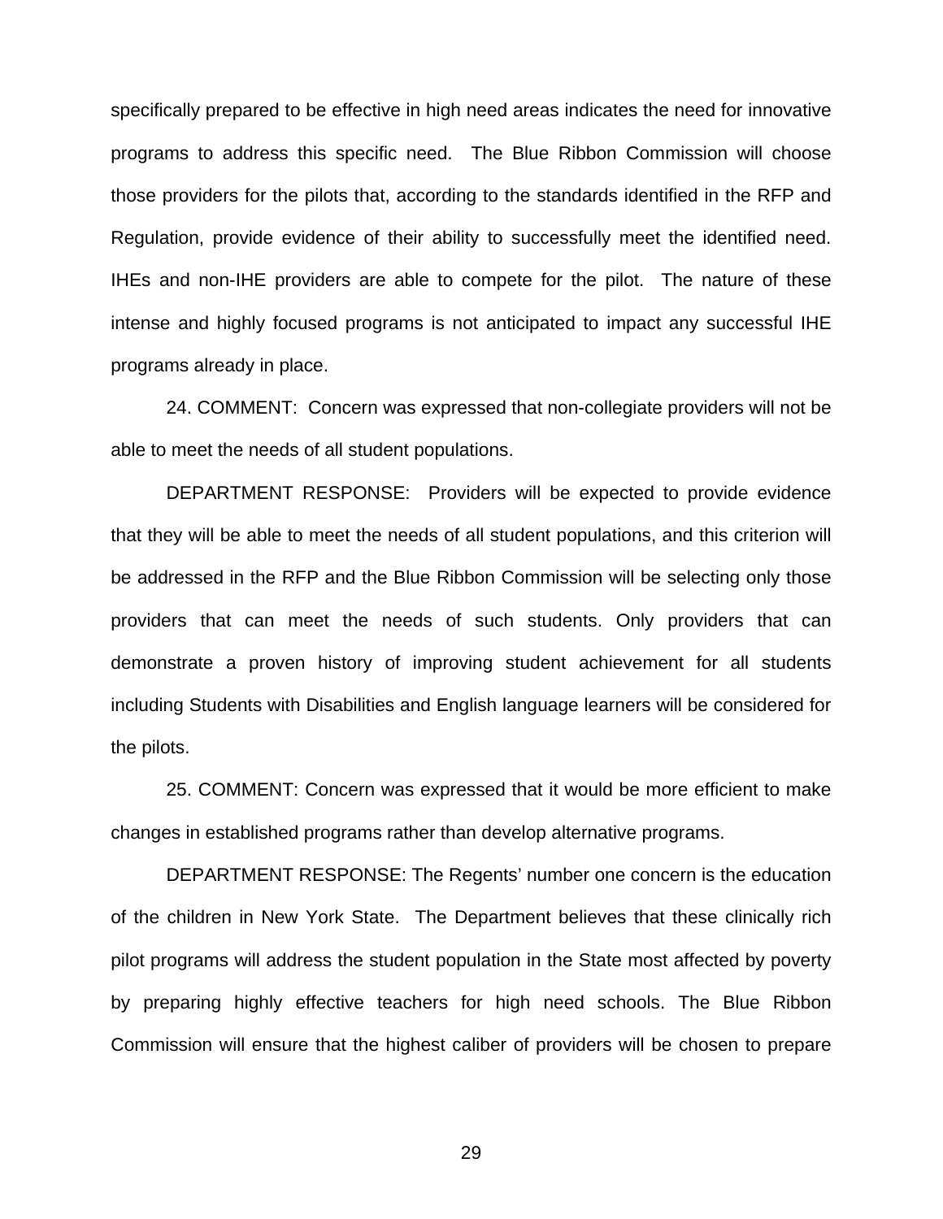specifically prepared to be effective in high need areas indicates the need for innovative programs to address this specific need. The Blue Ribbon Commission will choose those providers for the pilots that, according to the standards identified in the RFP and Regulation, provide evidence of their ability to successfully meet the identified need. IHEs and non-IHE providers are able to compete for the pilot. The nature of these intense and highly focused programs is not anticipated to impact any successful IHE programs already in place.

24. COMMENT: Concern was expressed that non-collegiate providers will not be able to meet the needs of all student populations.

DEPARTMENT RESPONSE: Providers will be expected to provide evidence that they will be able to meet the needs of all student populations, and this criterion will be addressed in the RFP and the Blue Ribbon Commission will be selecting only those providers that can meet the needs of such students. Only providers that can demonstrate a proven history of improving student achievement for all students including Students with Disabilities and English language learners will be considered for the pilots.

25. COMMENT: Concern was expressed that it would be more efficient to make changes in established programs rather than develop alternative programs.

DEPARTMENT RESPONSE: The Regents' number one concern is the education of the children in New York State. The Department believes that these clinically rich pilot programs will address the student population in the State most affected by poverty by preparing highly effective teachers for high need schools. The Blue Ribbon Commission will ensure that the highest caliber of providers will be chosen to prepare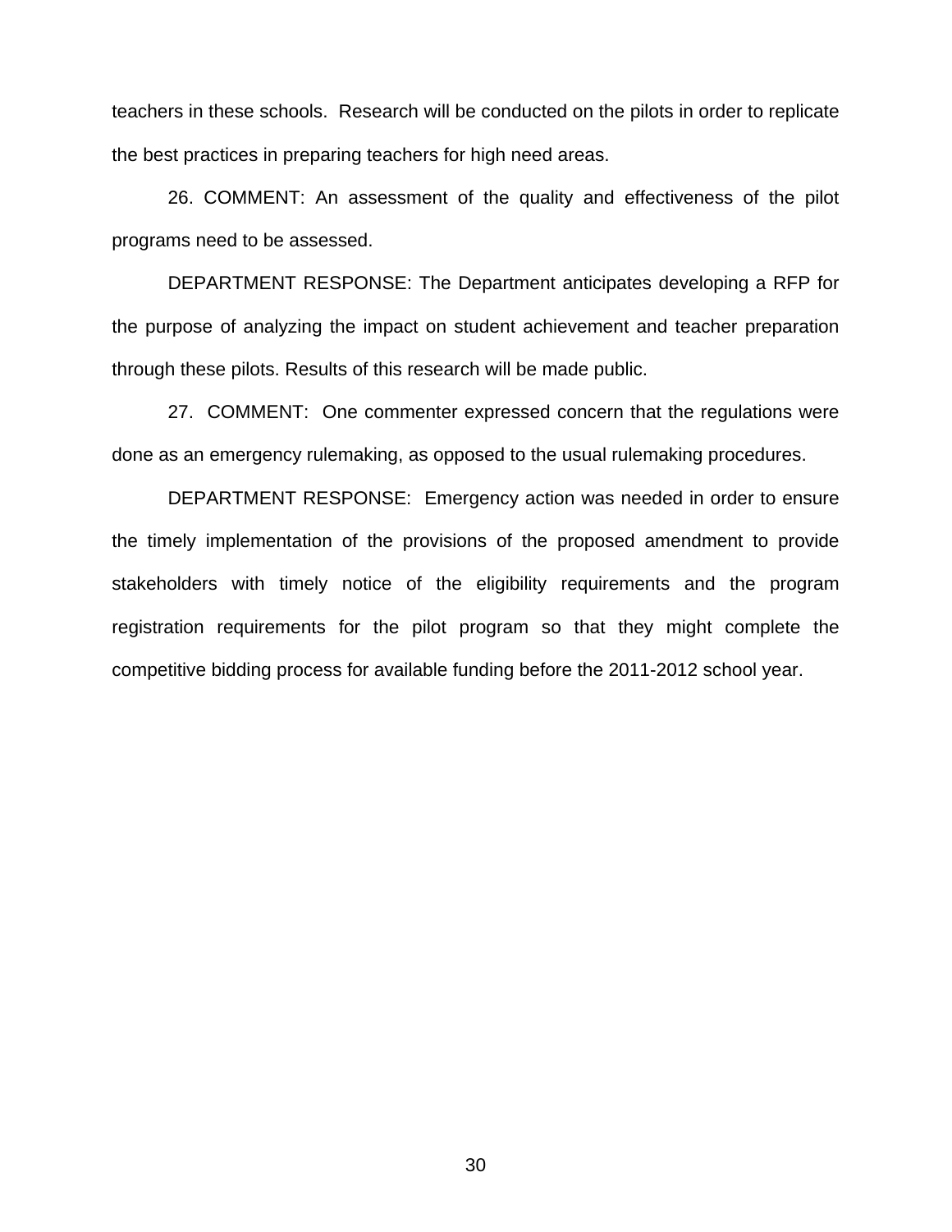teachers in these schools. Research will be conducted on the pilots in order to replicate the best practices in preparing teachers for high need areas.

26. COMMENT: An assessment of the quality and effectiveness of the pilot programs need to be assessed.

DEPARTMENT RESPONSE: The Department anticipates developing a RFP for the purpose of analyzing the impact on student achievement and teacher preparation through these pilots. Results of this research will be made public.

27. COMMENT: One commenter expressed concern that the regulations were done as an emergency rulemaking, as opposed to the usual rulemaking procedures.

DEPARTMENT RESPONSE: Emergency action was needed in order to ensure the timely implementation of the provisions of the proposed amendment to provide stakeholders with timely notice of the eligibility requirements and the program registration requirements for the pilot program so that they might complete the competitive bidding process for available funding before the 2011-2012 school year.